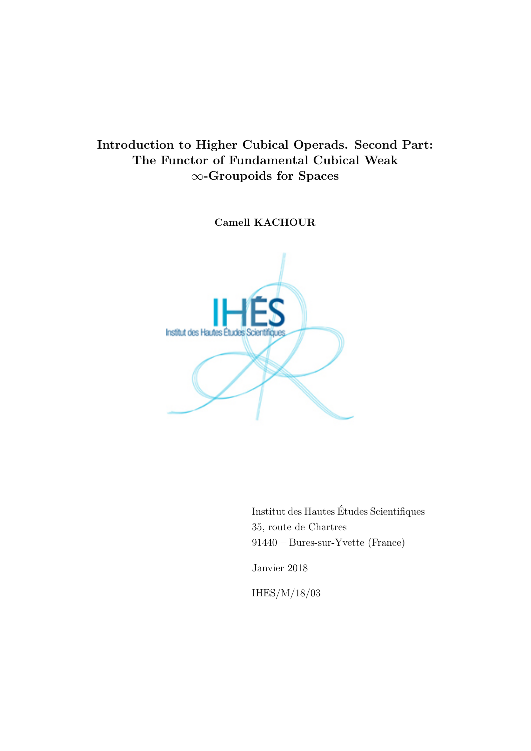# Introduction to Higher Cubical Operads. Second Part: The Functor of Fundamental Cubical Weak $\infty$-Groupoids for Spaces

**Camell KACHOUR**

Institut des Hautes Études Scientifiques
35, route de Chartres
91440 – Bures-sur-Yvette (France)

Janvier 2018

IHES/M/18/03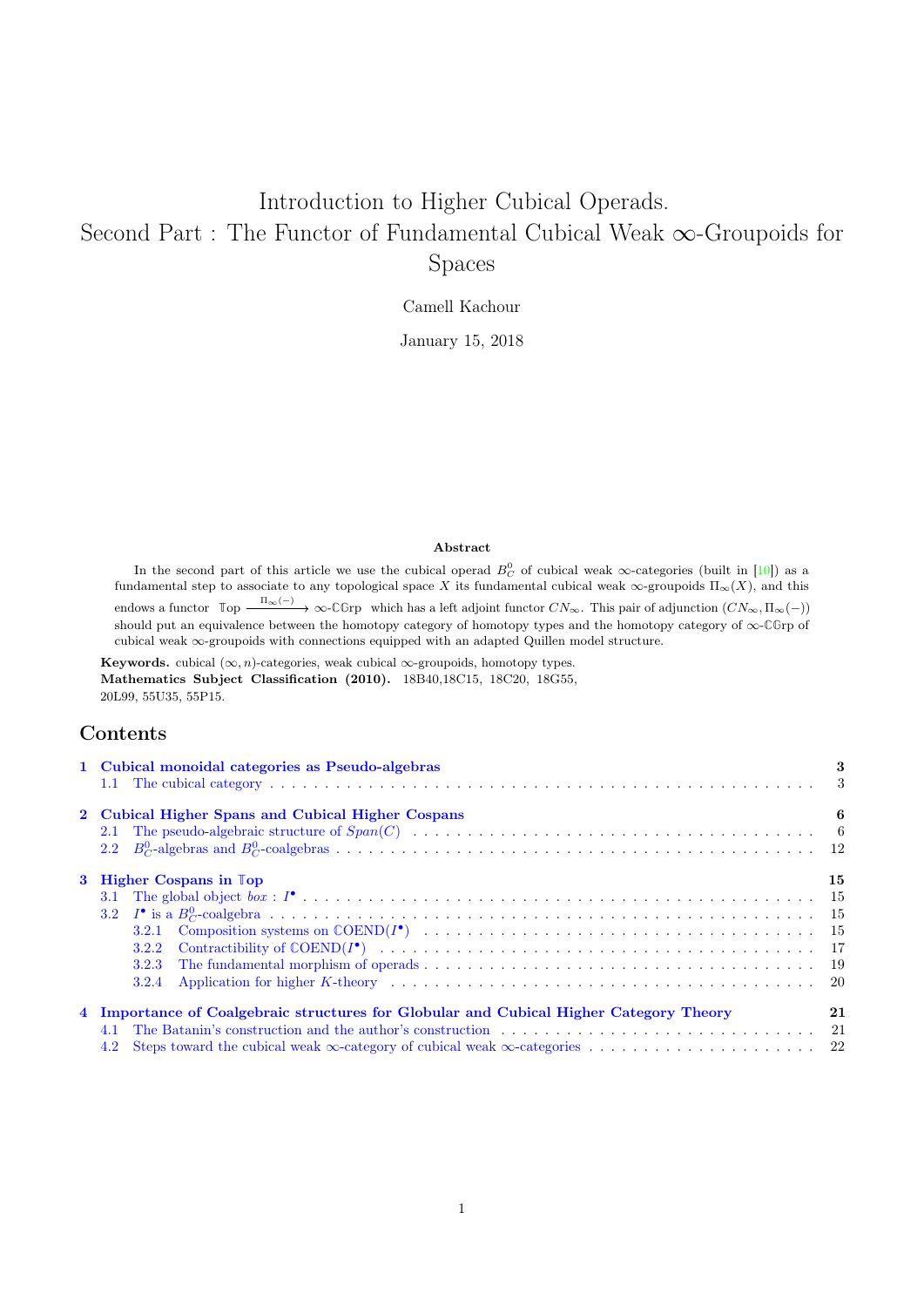# Introduction to Higher Cubical Operads.
# Second Part : The Functor of Fundamental Cubical Weak $\infty$-Groupoids for Spaces

Camell Kachour

January 15, 2018

**Abstract**

In the second part of this article we use the cubical operad $B^0_C$ of cubical weak $\infty$-categories (built in [10]) as a fundamental step to associate to any topological space $X$ its fundamental cubical weak $\infty$-groupoids $\Pi_\infty(X)$, and this endows a functor $\mathbb{T}\text{op} \xrightarrow{\Pi_\infty(-)} \infty\text{-}\mathbb{C}\mathbb{G}\text{rp}$ which has a left adjoint functor $CN_\infty$. This pair of adjunction $(CN_\infty, \Pi_\infty(-))$ should put an equivalence between the homotopy category of homotopy types and the homotopy category of $\infty$-$\mathbb{C}\mathbb{G}$rp of cubical weak $\infty$-groupoids with connections equipped with an adapted Quillen model structure.

**Keywords.** cubical $(\infty, n)$-categories, weak cubical $\infty$-groupoids, homotopy types.
**Mathematics Subject Classification (2010).** 18B40,18C15, 18C20, 18G55, 20L99, 55U35, 55P15.

## Contents

1 Cubical monoidal categories as Pseudo-algebras — 3
 1.1 The cubical category — 3

2 Cubical Higher Spans and Cubical Higher Cospans — 6
 2.1 The pseudo-algebraic structure of $Span(C)$ — 6
 2.2 $B^0_C$-algebras and $B^0_C$-coalgebras — 12

3 Higher Cospans in $\mathbb{T}$op — 15
 3.1 The global object $box$ : $I^\bullet$ — 15
 3.2 $I^\bullet$ is a $B^0_C$-coalgebra — 15
  3.2.1 Composition systems on $\mathbb{C}$OEND($I^\bullet$) — 15
  3.2.2 Contractibility of $\mathbb{C}$OEND($I^\bullet$) — 17
  3.2.3 The fundamental morphism of operads — 19
  3.2.4 Application for higher $K$-theory — 20

4 Importance of Coalgebraic structures for Globular and Cubical Higher Category Theory — 21
 4.1 The Batanin's construction and the author's construction — 21
 4.2 Steps toward the cubical weak $\infty$-category of cubical weak $\infty$-categories — 22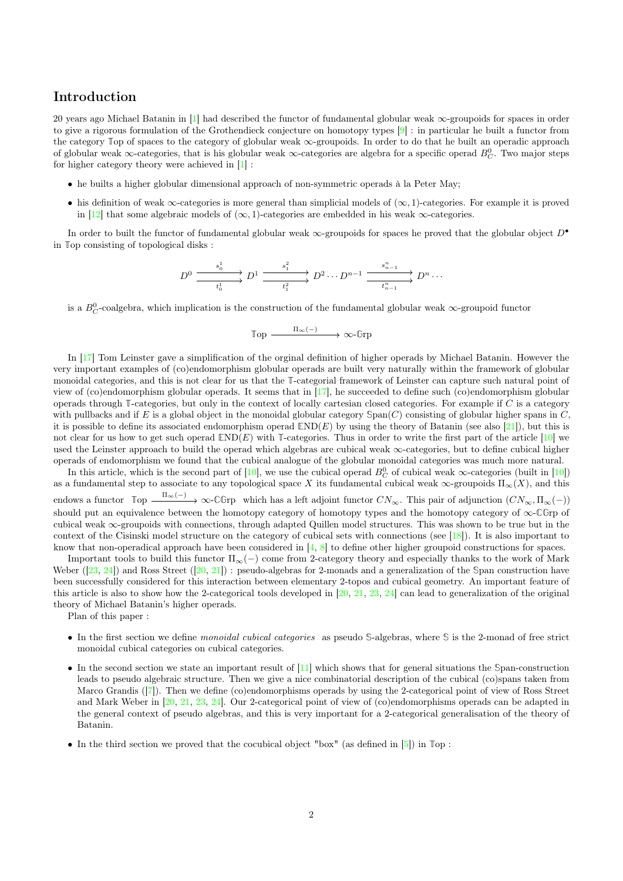## Introduction

20 years ago Michael Batanin in [1] had described the functor of fundamental globular weak $\infty$-groupoids for spaces in order to give a rigorous formulation of the Grothendieck conjecture on homotopy types [9] : in particular he built a functor from the category $\mathbb{T}$op of spaces to the category of globular weak $\infty$-groupoids. In order to do that he built an operadic approach of globular weak $\infty$-categories, that is his globular weak $\infty$-categories are algebra for a specific operad $B^0_C$. Two major steps for higher category theory were achieved in [1] :

- he builts a higher globular dimensional approach of non-symmetric operads à la Peter May;
- his definition of weak $\infty$-categories is more general than simplicial models of $(\infty, 1)$-categories. For example it is proved in [12] that some algebraic models of $(\infty, 1)$-categories are embedded in his weak $\infty$-categories.

In order to built the functor of fundamental globular weak $\infty$-groupoids for spaces he proved that the globular object $D^\bullet$ in $\mathbb{T}$op consisting of topological disks :

$$D^0 \underset{t^1_0}{\overset{s^1_0}{\rightrightarrows}} D^1 \underset{t^2_1}{\overset{s^2_1}{\rightrightarrows}} D^2 \cdots D^{n-1} \underset{t^n_{n-1}}{\overset{s^n_{n-1}}{\rightrightarrows}} D^n \cdots$$

is a $B^0_C$-coalgebra, which implication is the construction of the fundamental globular weak $\infty$-groupoid functor

$$\mathbb{T}\text{op} \xrightarrow{\Pi_\infty(-)} \infty\text{-}\mathbb{G}\text{rp}$$

In [17] Tom Leinster gave a simplification of the orginal definition of higher operads by Michael Batanin. However the very important examples of (co)endomorphism globular operads are built very naturally within the framework of globular monoidal categories, and this is not clear for us that the $\mathbb{T}$-categorial framework of Leinster can capture such natural point of view of (co)endomorphism globular operads. It seems that in [17], he succeeded to define such (co)endomorphism globular operads through $\mathbb{T}$-categories, but only in the context of locally cartesian closed categories. For example if $C$ is a category with pullbacks and if $E$ is a global object in the monoidal globular category $\mathbb{S}\text{pan}(C)$ consisting of globular higher spans in $C$, it is possible to define its associated endomorphism operad $\mathbb{END}(E)$ by using the theory of Batanin (see also [21]), but this is not clear for us how to get such operad $\mathbb{END}(E)$ with $\mathbb{T}$-categories. Thus in order to write the first part of the article [10] we used the Leinster approach to build the operad which algebras are cubical weak $\infty$-categories, but to define cubical higher operads of endomorphism we found that the cubical analogue of the globular monoidal categories was much more natural.

In this article, which is the second part of [10], we use the cubical operad $B^0_C$ of cubical weak $\infty$-categories (built in [10]) as a fundamental step to associate to any topological space $X$ its fundamental cubical weak $\infty$-groupoids $\Pi_\infty(X)$, and this endows a functor $\mathbb{T}\text{op} \xrightarrow{\Pi_\infty(-)} \infty\text{-}\mathbb{C}\mathbb{G}\text{rp}$ which has a left adjoint functor $CN_\infty$. This pair of adjunction $(CN_\infty, \Pi_\infty(-))$ should put an equivalence between the homotopy category of homotopy types and the homotopy category of $\infty$-$\mathbb{C}\mathbb{G}$rp of cubical weak $\infty$-groupoids with connections, through adapted Quillen model structures. This was shown to be true but in the context of the Cisinski model structure on the category of cubical sets with connections (see [18]). It is also important to know that non-operadical approach have been considered in [4, 8] to define other higher groupoid constructions for spaces.

Important tools to build this functor $\Pi_\infty(-)$ come from 2-category theory and especially thanks to the work of Mark Weber ([23, 24]) and Ross Street ([20, 21]) : pseudo-algebras for 2-monads and a generalization of the $\mathbb{S}$pan construction have been successfully considered for this interaction between elementary 2-topos and cubical geometry. An important feature of this article is also to show how the 2-categorical tools developed in [20, 21, 23, 24] can lead to generalization of the original theory of Michael Batanin's higher operads.

Plan of this paper :

- In the first section we define *monoidal cubical categories* as pseudo $\mathbb{S}$-algebras, where $\mathbb{S}$ is the 2-monad of free strict monoidal cubical categories on cubical categories.
- In the second section we state an important result of [11] which shows that for general situations the $\mathbb{S}$pan-construction leads to pseudo algebraic structure. Then we give a nice combinatorial description of the cubical (co)spans taken from Marco Grandis ([7]). Then we define (co)endomorphisms operads by using the 2-categorical point of view of Ross Street and Mark Weber in [20, 21, 23, 24]. Our 2-categorical point of view of (co)endomorphisms operads can be adapted in the general context of pseudo algebras, and this is very important for a 2-categorical generalisation of the theory of Batanin.
- In the third section we proved that the cocubical object "box" (as defined in [5]) in $\mathbb{T}$op :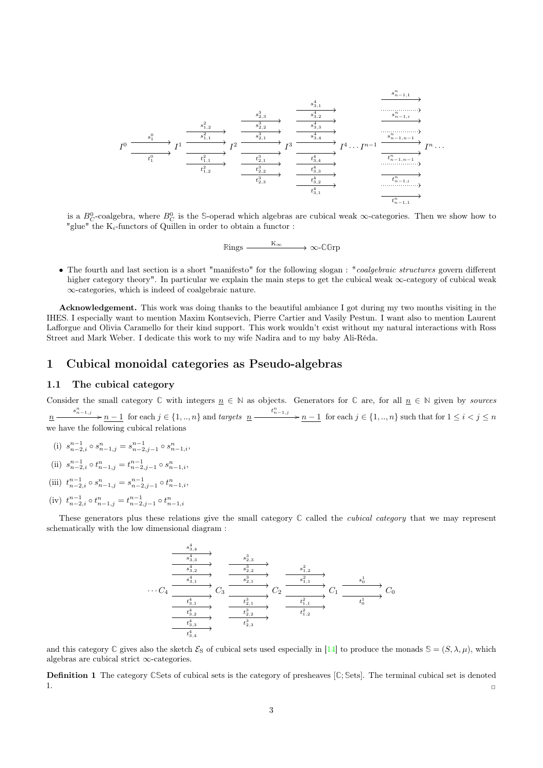$$
I^0 \underset{t^0_1}{\overset{s^0_1}{\rightrightarrows}} I^1 \;\;
\begin{matrix} \xrightarrow{s^2_{1,2}} \\ \xrightarrow{s^2_{1,1}} \\ \xrightarrow{t^2_{1,1}} \\ \xrightarrow{t^2_{1,2}} \end{matrix} \;\; I^2 \;\;
\begin{matrix} \xrightarrow{s^3_{2,3}} \\ \xrightarrow{s^3_{2,2}} \\ \xrightarrow{s^3_{2,1}} \\ \xrightarrow{t^3_{2,1}} \\ \xrightarrow{t^3_{2,2}} \\ \xrightarrow{t^3_{2,3}} \end{matrix} \;\; I^3 \;\;
\begin{matrix} \xrightarrow{s^4_{3,1}} \\ \xrightarrow{s^4_{3,2}} \\ \xrightarrow{s^4_{3,3}} \\ \xrightarrow{s^4_{3,4}} \\ \xrightarrow{t^4_{3,4}} \\ \xrightarrow{t^4_{3,3}} \\ \xrightarrow{t^4_{3,2}} \\ \xrightarrow{t^4_{3,1}} \end{matrix} \;\; I^4 \cdots I^{n-1} \;\;
\begin{matrix} \xrightarrow{s^n_{n-1,1}} \\ \cdots \\ \xrightarrow{s^n_{n-1,i}} \\ \cdots \\ \xrightarrow{s^n_{n-1,n-1}} \\ \xrightarrow{t^n_{n-1,n-1}} \\ \cdots \\ \xrightarrow{t^n_{n-1,i}} \\ \cdots \\ \xrightarrow{t^n_{n-1,1}} \end{matrix} \;\; I^n \cdots
$$

is a $B^0_C$-coalgebra, where $B^0_C$ is the $\mathbb{S}$-operad which algebras are cubical weak $\infty$-categories. Then we show how to "glue" the $\mathrm{K}_i$-functors of Quillen in order to obtain a functor :

$$
\mathbb{R}\text{ings} \xrightarrow{\ \mathrm{K}_\infty\ } \infty\text{-}\mathbb{C}\mathbb{G}\text{rp}
$$

- The fourth and last section is a short "manifesto" for the following slogan : "*coalgebraic structures* govern different higher category theory". In particular we explain the main steps to get the cubical weak $\infty$-category of cubical weak $\infty$-categories, which is indeed of coalgebraic nature.

**Acknowledgement.** This work was doing thanks to the beautiful ambiance I got during my two months visiting in the IHES. I especially want to mention Maxim Kontsevich, Pierre Cartier and Vasily Pestun. I want also to mention Laurent Lafforgue and Olivia Caramello for their kind support. This work wouldn't exist without my natural interactions with Ross Street and Mark Weber. I dedicate this work to my wife Nadira and to my baby Ali-Réda.

# 1 Cubical monoidal categories as Pseudo-algebras

## 1.1 The cubical category

Consider the small category $\mathbb{C}$ with integers $\underline{n} \in \mathbb{N}$ as objects. Generators for $\mathbb{C}$ are, for all $\underline{n} \in \mathbb{N}$ given by *sources* $\underline{n} \xrightarrow{s^n_{n-1,j}} \underline{n-1}$ for each $j \in \{1,..,n\}$ and *targets* $\underline{n} \xrightarrow{t^n_{n-1,j}} \underline{n-1}$ for each $j \in \{1,..,n\}$ such that for $1 \leq i < j \leq n$ we have the following cubical relations

(i) $s^{n-1}_{n-2,i} \circ s^n_{n-1,j} = s^{n-1}_{n-2,j-1} \circ s^n_{n-1,i}$,

(ii) $s^{n-1}_{n-2,i} \circ t^n_{n-1,j} = t^{n-1}_{n-2,j-1} \circ s^n_{n-1,i}$,

(iii) $t^{n-1}_{n-2,i} \circ s^n_{n-1,j} = s^{n-1}_{n-2,j-1} \circ t^n_{n-1,i}$,

(iv) $t^{n-1}_{n-2,i} \circ t^n_{n-1,j} = t^{n-1}_{n-2,j-1} \circ t^n_{n-1,i}$

These generators plus these relations give the small category $\mathbb{C}$ called the *cubical category* that we may represent schematically with the low dimensional diagram :

$$
\cdots C_4 \;\;
\begin{matrix} \xrightarrow{s^4_{3,4}} \\ \xrightarrow{s^4_{3,3}} \\ \xrightarrow{s^4_{3,2}} \\ \xrightarrow{s^4_{3,1}} \\ \xrightarrow{t^4_{3,1}} \\ \xrightarrow{t^4_{3,2}} \\ \xrightarrow{t^4_{3,3}} \\ \xrightarrow{t^4_{3,4}} \end{matrix} \;\; C_3 \;\;
\begin{matrix} \xrightarrow{s^3_{2,3}} \\ \xrightarrow{s^3_{2,2}} \\ \xrightarrow{s^3_{2,1}} \\ \xrightarrow{t^3_{2,1}} \\ \xrightarrow{t^3_{2,2}} \\ \xrightarrow{t^3_{2,3}} \end{matrix} \;\; C_2 \;\;
\begin{matrix} \xrightarrow{s^2_{1,2}} \\ \xrightarrow{s^2_{1,1}} \\ \xrightarrow{t^2_{1,1}} \\ \xrightarrow{t^2_{1,2}} \end{matrix} \;\; C_1 \underset{t^1_0}{\overset{s^1_0}{\rightrightarrows}} C_0
$$

and this category $\mathbb{C}$ gives also the sketch $\mathcal{E}_\mathbb{S}$ of cubical sets used especially in [14] to produce the monads $\mathbb{S} = (S, \lambda, \mu)$, which algebras are cubical strict $\infty$-categories.

**Definition 1** The category $\mathbb{C}\mathbb{S}$ets of cubical sets is the category of presheaves $[\mathbb{C}; \mathbb{S}\text{ets}]$. The terminal cubical set is denoted 1. ▫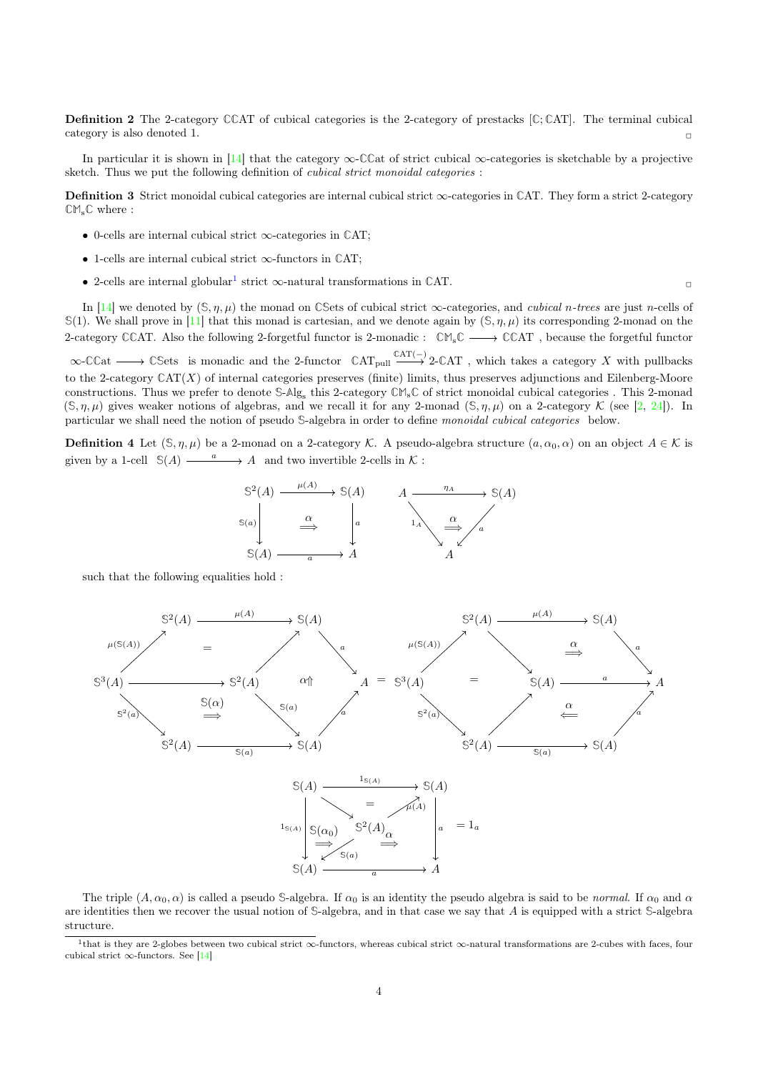**Definition 2** The 2-category $\mathbb{C}\mathbb{CAT}$ of cubical categories is the 2-category of prestacks $[\mathbb{C};\mathbb{CAT}]$. The terminal cubical category is also denoted 1. $\square$

In particular it is shown in [14] that the category $\infty$-$\mathbb{C}\mathbb{C}$at of strict cubical $\infty$-categories is sketchable by a projective sketch. Thus we put the following definition of *cubical strict monoidal categories* :

**Definition 3** Strict monoidal cubical categories are internal cubical strict $\infty$-categories in $\mathbb{CAT}$. They form a strict 2-category $\mathbb{CM}_s\mathbb{C}$ where :

- 0-cells are internal cubical strict $\infty$-categories in $\mathbb{CAT}$;
- 1-cells are internal cubical strict $\infty$-functors in $\mathbb{CAT}$;
- 2-cells are internal globular[1] strict $\infty$-natural transformations in $\mathbb{CAT}$. $\square$

In [14] we denoted by $(\mathbb{S},\eta,\mu)$ the monad on $\mathbb{C}\mathbb{S}$ets of cubical strict $\infty$-categories, and *cubical n-trees* are just $n$-cells of $\mathbb{S}(1)$. We shall prove in [11] that this monad is cartesian, and we denote again by $(\mathbb{S},\eta,\mu)$ its corresponding 2-monad on the 2-category $\mathbb{C}\mathbb{CAT}$. Also the following 2-forgetful functor is 2-monadic : $\mathbb{CM}_s\mathbb{C} \longrightarrow \mathbb{C}\mathbb{CAT}$ , because the forgetful functor $\infty$-$\mathbb{C}\mathbb{C}$at $\longrightarrow \mathbb{C}\mathbb{S}$ets is monadic and the 2-functor $\mathbb{CAT}_{\text{pull}} \xrightarrow{\mathbb{CAT}(-)} 2\text{-}\mathbb{CAT}$ , which takes a category $X$ with pullbacks to the 2-category $\mathbb{CAT}(X)$ of internal categories preserves (finite) limits, thus preserves adjunctions and Eilenberg-Moore constructions. Thus we prefer to denote $\mathbb{S}$-$\mathbb{A}$lg$_s$ this 2-category $\mathbb{CM}_s\mathbb{C}$ of strict monoidal cubical categories . This 2-monad $(\mathbb{S},\eta,\mu)$ gives weaker notions of algebras, and we recall it for any 2-monad $(\mathbb{S},\eta,\mu)$ on a 2-category $\mathcal{K}$ (see [2, 24]). In particular we shall need the notion of pseudo $\mathbb{S}$-algebra in order to define *monoidal cubical categories* below.

**Definition 4** Let $(\mathbb{S},\eta,\mu)$ be a 2-monad on a 2-category $\mathcal{K}$. A pseudo-algebra structure $(a,\alpha_0,\alpha)$ on an object $A\in\mathcal{K}$ is given by a 1-cell $\mathbb{S}(A) \xrightarrow{\ a\ } A$ and two invertible 2-cells in $\mathcal{K}$ :

$$\begin{array}{ccc} \mathbb{S}^2(A) & \xrightarrow{\mu(A)} & \mathbb{S}(A) \\ {\scriptstyle \mathbb{S}(a)}\downarrow & \overset{\alpha}{\Longrightarrow} & \downarrow{\scriptstyle a} \\ \mathbb{S}(A) & \xrightarrow[a]{} & A \end{array} \qquad\qquad \begin{array}{ccc} A & \xrightarrow{\eta_A} & \mathbb{S}(A) \\ & {\scriptstyle 1_A}\searrow \ \overset{\alpha_0}{\Longrightarrow} \ \swarrow{\scriptstyle a} & \\ & A & \end{array}$$

such that the following equalities hold :

$$\begin{array}{c}
\mathbb{S}^3(A) \xrightarrow{\mu(\mathbb{S}(A))} \mathbb{S}^2(A) \xrightarrow{\mu(A)} \mathbb{S}(A) \xrightarrow{a} A,\quad \mathbb{S}^3(A) \to \mathbb{S}^2(A) \to \mathbb{S}(A),\quad \mathbb{S}^3(A)\xrightarrow{\mathbb{S}^2(a)} \mathbb{S}^2(A) \xrightarrow{\mathbb{S}(a)} \mathbb{S}(A) \xrightarrow{a} A \\
\text{(pasting of } =,\ \mathbb{S}(\alpha) \Longrightarrow,\ \alpha \Uparrow) \quad = \quad \text{(pasting of } =,\ \alpha \Longrightarrow,\ \alpha \Longleftarrow)
\end{array}$$

$$\begin{array}{ccc} \mathbb{S}(A) & \xrightarrow{1_{\mathbb{S}(A)}} & \mathbb{S}(A) \\ {\scriptstyle 1_{\mathbb{S}(A)}}\downarrow & \mathbb{S}(\alpha_0) \Longrightarrow \ \mathbb{S}^2(A) \ \overset{\alpha}{\Longrightarrow} & \downarrow{\scriptstyle a} \\ \mathbb{S}(A) & \xrightarrow[a]{} & A \end{array} = 1_a$$

The triple $(A,\alpha_0,\alpha)$ is called a pseudo $\mathbb{S}$-algebra. If $\alpha_0$ is an identity the pseudo algebra is said to be *normal*. If $\alpha_0$ and $\alpha$ are identities then we recover the usual notion of $\mathbb{S}$-algebra, and in that case we say that $A$ is equipped with a strict $\mathbb{S}$-algebra structure.

[1] that is they are 2-globes between two cubical strict $\infty$-functors, whereas cubical strict $\infty$-natural transformations are 2-cubes with faces, four cubical strict $\infty$-functors. See [14]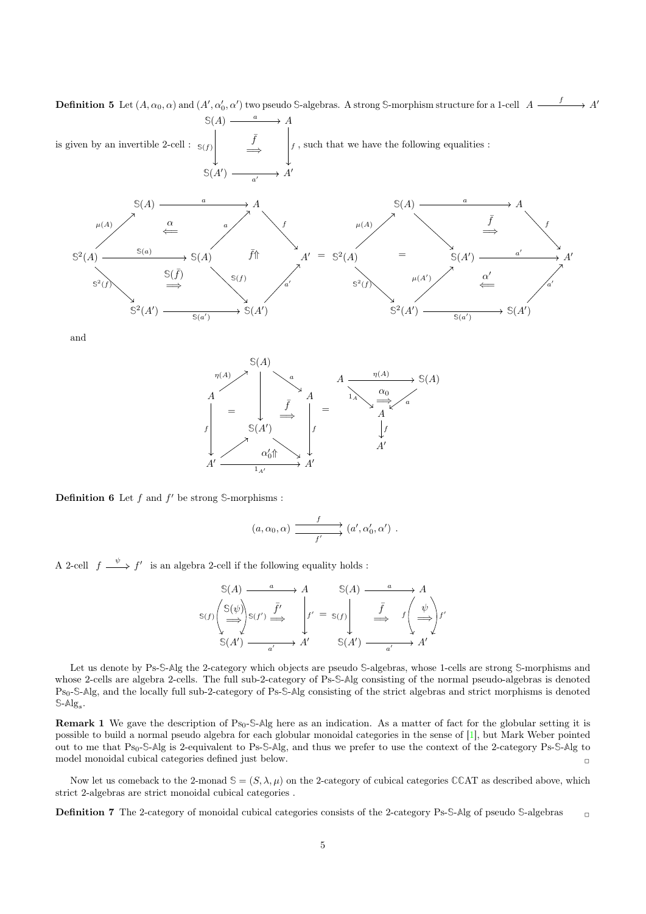**Definition 5** Let $(A, \alpha_0, \alpha)$ and $(A', \alpha'_0, \alpha')$ two pseudo $\mathbb{S}$-algebras. A strong $\mathbb{S}$-morphism structure for a 1-cell $A \xrightarrow{\ f\ } A'$ is given by an invertible 2-cell :

$$\begin{array}{ccc} \mathbb{S}(A) & \xrightarrow{\ a\ } & A \\ {\scriptstyle \mathbb{S}(f)}\downarrow & \overset{\bar{f}}{\Longrightarrow} & \downarrow{\scriptstyle f} \\ \mathbb{S}(A') & \xrightarrow[\ a'\ ]{} & A' \end{array}$$

, such that we have the following equalities :

$$f \circ \alpha \ast \bar{f}\circ(\mathbb{S}(a)) \ast \bar{f}' \ldots$$

(diagram: the composite of $\alpha: a\circ\mathbb{S}(a) \Leftarrow a\circ\mu(A)$ on $\mathbb{S}^2(A)\to\mathbb{S}(A)\to A$, $\bar{f}$ on the square $\mathbb{S}(A)\xrightarrow{a}A\xrightarrow{f}A'$, $\mathbb{S}(A)\xrightarrow{\mathbb{S}(f)}\mathbb{S}(A')\xrightarrow{a'}A'$, and $\mathbb{S}(\bar{f})$ on $\mathbb{S}^2(A)\xrightarrow{\mathbb{S}(a)}\mathbb{S}(A)\xrightarrow{\mathbb{S}(f)}\mathbb{S}(A')$, $\mathbb{S}^2(A)\xrightarrow{\mathbb{S}^2(f)}\mathbb{S}^2(A')\xrightarrow{\mathbb{S}(a')}\mathbb{S}(A')$ $=$ the composite of $\bar{f}$ on $\mathbb{S}(A)\xrightarrow{a}A\xrightarrow{f}A'$, $\mathbb{S}(A)\to\mathbb{S}(A')\xrightarrow{a'}A'$, the naturality equality $\mathbb{S}(f)\circ\mu(A)=\mu(A')\circ\mathbb{S}^2(f)$, and $\alpha'$ on $\mathbb{S}^2(A')\xrightarrow{\mu(A')}\mathbb{S}(A')\xrightarrow{a'}A'$, $\mathbb{S}^2(A')\xrightarrow{\mathbb{S}(a')}\mathbb{S}(A')\xrightarrow{a'}A'$)

and

(diagram: the composite of the naturality equality $\mathbb{S}(f)\circ\eta(A)=\eta(A')\circ f$, $\bar{f}$ on $\mathbb{S}(A)\xrightarrow{a}A\xrightarrow{f}A'$, $\mathbb{S}(A)\xrightarrow{\mathbb{S}(f)}\mathbb{S}(A')\xrightarrow{a'}A'$, and $\alpha'_0$ on $A'\xrightarrow{\eta(A')}\mathbb{S}(A')\xrightarrow{a'}A'$, $A'\xrightarrow{1_{A'}}A'$ $=$ the composite of $\alpha_0: 1_A \Rightarrow a\circ\eta(A)$ with $A\xrightarrow{f}A'$)

**Definition 6** Let $f$ and $f'$ be strong $\mathbb{S}$-morphisms :

$$(a, \alpha_0, \alpha) \overset{f}{\underset{f'}{\rightrightarrows}} (a', \alpha'_0, \alpha') \ .$$

A 2-cell $f \xrightarrow{\ \psi\ } f'$ is an algebra 2-cell if the following equality holds :

$$\bar{f}' \circ \mathbb{S}(\psi) = \psi \circ \bar{f}$$

(diagram: $\mathbb{S}(A)\xrightarrow{a}A$, $\mathbb{S}(A')\xrightarrow{a'}A'$ with $\mathbb{S}(\psi):\mathbb{S}(f)\Rightarrow\mathbb{S}(f')$ followed by $\bar{f}'$ $=$ $\bar{f}$ followed by $\psi: f\Rightarrow f'$)

Let us denote by Ps-$\mathbb{S}$-$\mathbb{A}$lg the 2-category which objects are pseudo $\mathbb{S}$-algebras, whose 1-cells are strong $\mathbb{S}$-morphisms and whose 2-cells are algebra 2-cells. The full sub-2-category of Ps-$\mathbb{S}$-$\mathbb{A}$lg consisting of the normal pseudo-algebras is denoted $\text{Ps}_0$-$\mathbb{S}$-$\mathbb{A}$lg, and the locally full sub-2-category of Ps-$\mathbb{S}$-$\mathbb{A}$lg consisting of the strict algebras and strict morphisms is denoted $\mathbb{S}$-$\mathbb{A}\text{lg}_s$.

**Remark 1** We gave the description of $\text{Ps}_0$-$\mathbb{S}$-$\mathbb{A}$lg here as an indication. As a matter of fact for the globular setting it is possible to build a normal pseudo algebra for each globular monoidal categories in the sense of [1], but Mark Weber pointed out to me that $\text{Ps}_0$-$\mathbb{S}$-$\mathbb{A}$lg is 2-equivalent to Ps-$\mathbb{S}$-$\mathbb{A}$lg, and thus we prefer to use the context of the 2-category Ps-$\mathbb{S}$-$\mathbb{A}$lg to model monoidal cubical categories defined just below. $\square$

Now let us comeback to the 2-monad $\mathbb{S} = (S, \lambda, \mu)$ on the 2-category of cubical categories $\mathbb{CCAT}$ as described above, which strict 2-algebras are strict monoidal cubical categories .

**Definition 7** The 2-category of monoidal cubical categories consists of the 2-category Ps-$\mathbb{S}$-$\mathbb{A}$lg of pseudo $\mathbb{S}$-algebras $\square$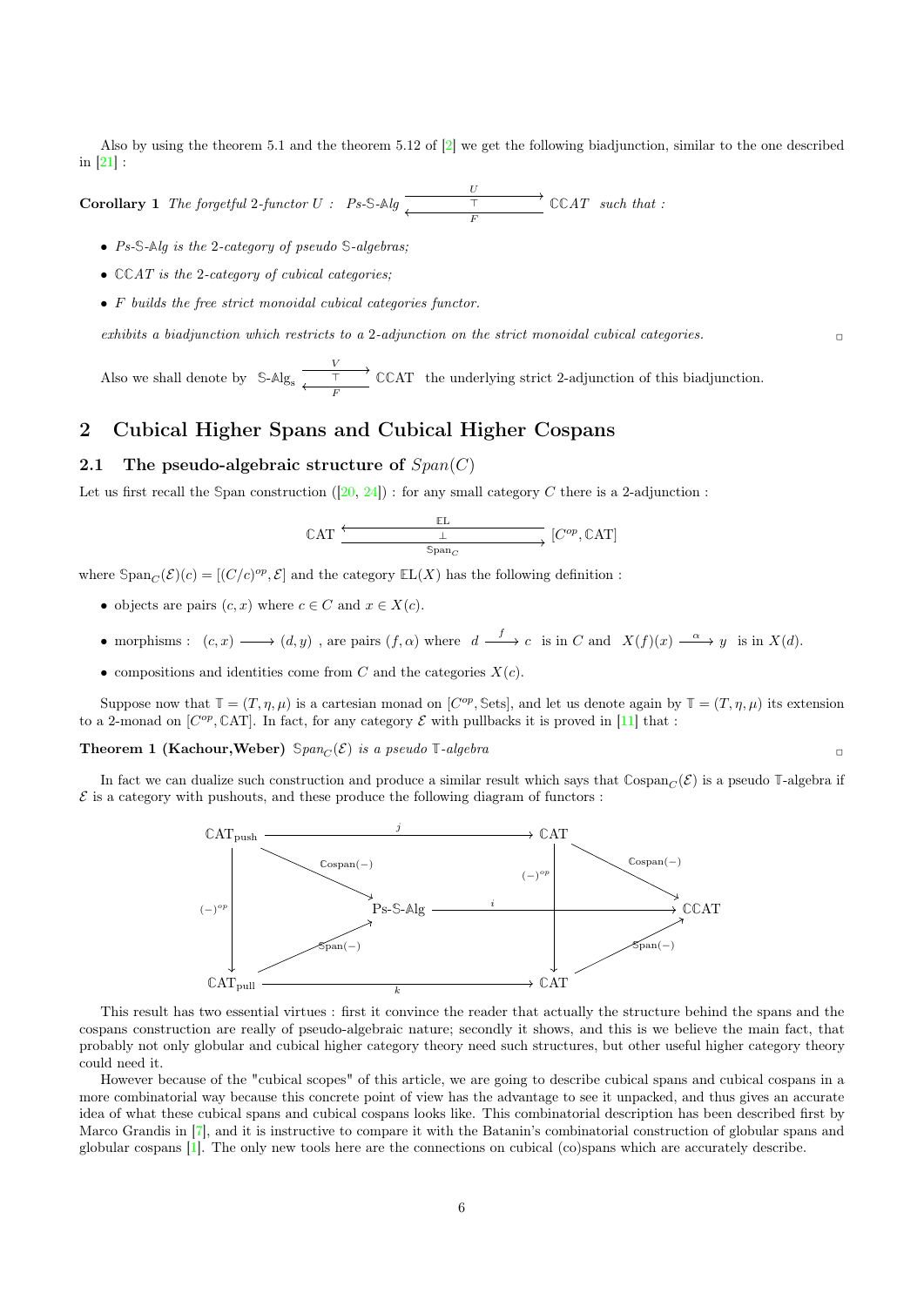Also by using the theorem 5.1 and the theorem 5.12 of [2] we get the following biadjunction, similar to the one described in [21] :

**Corollary 1** *The forgetful 2-functor* $U :$ $Ps\text{-}\mathbb{S}\text{-}\mathbb{A}lg \underset{F}{\overset{U}{\underset{\longleftarrow}{\overset{\top}{\longrightarrow}}}} \mathbb{CCAT}$ *such that :*

- *$Ps\text{-}\mathbb{S}\text{-}\mathbb{A}lg$ is the 2-category of pseudo $\mathbb{S}$-algebras;*
- *$\mathbb{CCAT}$ is the 2-category of cubical categories;*
- *$F$ builds the free strict monoidal cubical categories functor.*

*exhibits a biadjunction which restricts to a 2-adjunction on the strict monoidal cubical categories.* □

Also we shall denote by $\mathbb{S}\text{-}\mathbb{A}\text{lg}_s \underset{F}{\overset{V}{\underset{\longleftarrow}{\overset{\top}{\longrightarrow}}}} \mathbb{CCAT}$ the underlying strict 2-adjunction of this biadjunction.

# 2 Cubical Higher Spans and Cubical Higher Cospans

## 2.1 The pseudo-algebraic structure of $Span(C)$

Let us first recall the $\mathbb{S}$pan construction ([20, 24]) : for any small category $C$ there is a 2-adjunction :

$$\mathbb{CAT} \underset{\mathbb{S}\text{pan}_C}{\overset{\mathbb{EL}}{\underset{\longrightarrow}{\overset{\perp}{\longleftarrow}}}} [C^{op}, \mathbb{CAT}]$$

where $\mathbb{S}\text{pan}_C(\mathcal{E})(c) = [(C/c)^{op}, \mathcal{E}]$ and the category $\mathbb{EL}(X)$ has the following definition :

- objects are pairs $(c, x)$ where $c \in C$ and $x \in X(c)$.
- morphisms : $(c, x) \longrightarrow (d, y)$ , are pairs $(f, \alpha)$ where $d \xrightarrow{f} c$ is in $C$ and $X(f)(x) \xrightarrow{\alpha} y$ is in $X(d)$.
- compositions and identities come from $C$ and the categories $X(c)$.

Suppose now that $\mathbb{T} = (T, \eta, \mu)$ is a cartesian monad on $[C^{op}, \mathbb{S}\text{ets}]$, and let us denote again by $\mathbb{T} = (T, \eta, \mu)$ its extension to a 2-monad on $[C^{op}, \mathbb{CAT}]$. In fact, for any category $\mathcal{E}$ with pullbacks it is proved in [11] that :

**Theorem 1 (Kachour,Weber)** *$\mathbb{S}pan_C(\mathcal{E})$ is a pseudo $\mathbb{T}$-algebra* □

In fact we can dualize such construction and produce a similar result which says that $\mathbb{C}\text{ospan}_C(\mathcal{E})$ is a pseudo $\mathbb{T}$-algebra if $\mathcal{E}$ is a category with pushouts, and these produce the following diagram of functors :

$$\begin{array}{ccccc}
\mathbb{CAT}_{\text{push}} & \xrightarrow{j} & \mathbb{CAT} & & \\
 & \searrow^{\mathbb{C}\text{ospan}(-)} & & \searrow^{\mathbb{C}\text{ospan}(-)} & \\
\downarrow (-)^{op} & & \text{Ps-}\mathbb{S}\text{-}\mathbb{A}\text{lg} \xrightarrow{i} & \downarrow (-)^{op} & \mathbb{CCAT} \\
 & \nearrow_{\mathbb{S}\text{pan}(-)} & & \nearrow_{\mathbb{S}\text{pan}(-)} & \\
\mathbb{CAT}_{\text{pull}} & \xrightarrow{k} & \mathbb{CAT} & &
\end{array}$$

This result has two essential virtues : first it convince the reader that actually the structure behind the spans and the cospans construction are really of pseudo-algebraic nature; secondly it shows, and this is we believe the main fact, that probably not only globular and cubical higher category theory need such structures, but other useful higher category theory could need it.

However because of the "cubical scopes" of this article, we are going to describe cubical spans and cubical cospans in a more combinatorial way because this concrete point of view has the advantage to see it unpacked, and thus gives an accurate idea of what these cubical spans and cubical cospans looks like. This combinatorial description has been described first by Marco Grandis in [7], and it is instructive to compare it with the Batanin's combinatorial construction of globular spans and globular cospans [1]. The only new tools here are the connections on cubical (co)spans which are accurately describe.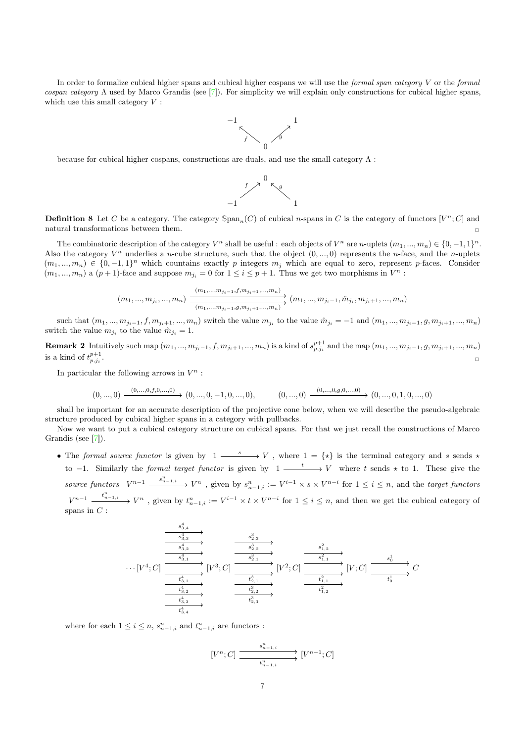In order to formalize cubical higher spans and cubical higher cospans we will use the *formal span category* $V$ or the *formal cospan category* $\Lambda$ used by Marco Grandis (see [7]). For simplicity we will explain only constructions for cubical higher spans, which use this small category $V$ :

$$\begin{array}{ccccc} -1 & & & & 1 \\ & \nwarrow^{f} & & \nearrow^{g} & \\ & & 0 & & \end{array}$$

because for cubical higher cospans, constructions are duals, and use the small category $\Lambda$ :

$$\begin{array}{ccccc} & & 0 & & \\ & \nearrow^{f} & & \nwarrow^{g} & \\ -1 & & & & 1 \end{array}$$

**Definition 8** Let $C$ be a category. The category $\mathbb{S}\text{pan}_n(C)$ of cubical $n$-spans in $C$ is the category of functors $[V^n; C]$ and natural transformations between them. □

The combinatoric description of the category $V^n$ shall be useful : each objects of $V^n$ are $n$-uplets $(m_1, ..., m_n) \in \{0, -1, 1\}^n$. Also the category $V^n$ underlies a $n$-cube structure, such that the object $(0, ..., 0)$ represents the $n$-face, and the $n$-uplets $(m_1, ..., m_n) \in \{0, -1, 1\}^n$ which countains exactly $p$ integers $m_j$ which are equal to zero, represent $p$-faces. Consider $(m_1, ..., m_n)$ a $(p+1)$-face and suppose $m_{j_i} = 0$ for $1 \leq i \leq p+1$. Thus we get two morphisms in $V^n$ :

$$(m_1, ..., m_{j_i}, ..., m_n) \underset{(m_1,...,m_{j_i-1},g,m_{j_i+1},...,m_n)}{\overset{(m_1,...,m_{j_i-1},f,m_{j_i+1},...,m_n)}{\rightrightarrows}} (m_1, ..., m_{j_i-1}, \hat{m}_{j_i}, m_{j_i+1}, ..., m_n)$$

such that $(m_1, ..., m_{j_i-1}, f, m_{j_i+1}, ..., m_n)$ switch the value $m_{j_i}$ to the value $\hat{m}_{j_i} = -1$ and $(m_1, ..., m_{j_i-1}, g, m_{j_i+1}, ..., m_n)$ switch the value $m_{j_i}$ to the value $\hat{m}_{j_i} = 1$.

**Remark 2** Intuitively such map $(m_1, ..., m_{j_i-1}, f, m_{j_i+1}, ..., m_n)$ is a kind of $s^{p+1}_{p,j_i}$ and the map $(m_1, ..., m_{j_i-1}, g, m_{j_i+1}, ..., m_n)$ is a kind of $t^{p+1}_{p,j_i}$. □

In particular the following arrows in $V^n$ :

$$(0, ..., 0) \xrightarrow{(0,...,0,f,0,...,0)} (0, ..., 0, -1, 0, ..., 0), \qquad (0, ..., 0) \xrightarrow{(0,...,0,g,0,...,0)} (0, ..., 0, 1, 0, ..., 0)$$

shall be important for an accurate description of the projective cone below, when we will describe the pseudo-algebraic structure produced by cubical higher spans in a category with pullbacks.

Now we want to put a cubical category structure on cubical spans. For that we just recall the constructions of Marco Grandis (see [7]).

- The *formal source functor* is given by $1 \xrightarrow{s} V$ , where $1 = \{\star\}$ is the terminal category and $s$ sends $\star$ to $-1$. Similarly the *formal target functor* is given by $1 \xrightarrow{t} V$ where $t$ sends $\star$ to $1$. These give the *source functors* $V^{n-1} \xrightarrow{s^n_{n-1,i}} V^n$ , given by $s^n_{n-1,i} := V^{i-1} \times s \times V^{n-i}$ for $1 \leq i \leq n$, and the *target functors* $V^{n-1} \xrightarrow{t^n_{n-1,i}} V^n$ , given by $t^n_{n-1,i} := V^{i-1} \times t \times V^{n-i}$ for $1 \leq i \leq n$, and then we get the cubical category of spans in $C$ :

$$\cdots [V^4; C] \;\substack{\xrightarrow{s^4_{3,4}} \\ \xrightarrow{s^4_{3,3}} \\ \xrightarrow{s^4_{3,2}} \\ \xrightarrow{s^4_{3,1}} \\ \xrightarrow{t^4_{3,1}} \\ \xrightarrow{t^4_{3,2}} \\ \xrightarrow{t^4_{3,3}} \\ \xrightarrow{t^4_{3,4}}}\; [V^3; C] \;\substack{\xrightarrow{s^3_{2,3}} \\ \xrightarrow{s^3_{2,2}} \\ \xrightarrow{s^3_{2,1}} \\ \xrightarrow{t^3_{2,1}} \\ \xrightarrow{t^3_{2,2}} \\ \xrightarrow{t^3_{2,3}}}\; [V^2; C] \;\substack{\xrightarrow{s^2_{1,2}} \\ \xrightarrow{s^2_{1,1}} \\ \xrightarrow{t^2_{1,1}} \\ \xrightarrow{t^2_{1,2}}}\; [V; C] \;\substack{\xrightarrow{s^1_0} \\ \xrightarrow{t^1_0}}\; C$$

where for each $1 \leq i \leq n$, $s^n_{n-1,i}$ and $t^n_{n-1,i}$ are functors :

$$[V^n; C] \underset{t^n_{n-1,i}}{\overset{s^n_{n-1,i}}{\rightrightarrows}} [V^{n-1}; C]$$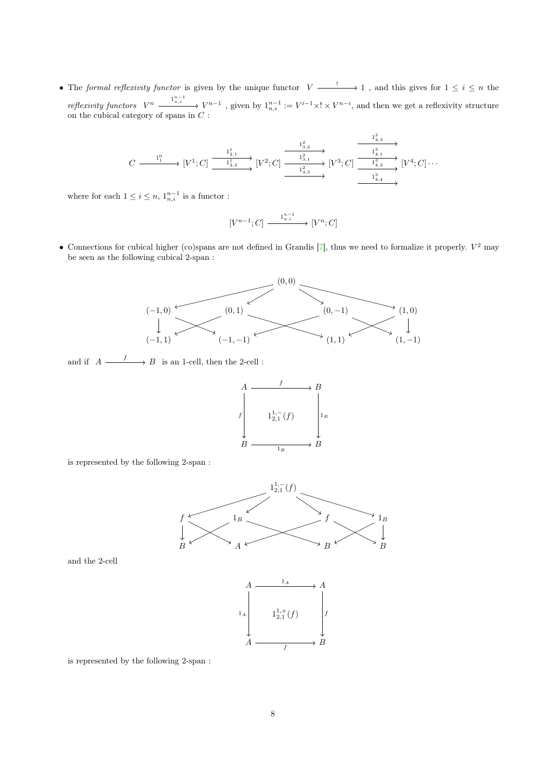- The *formal reflexivity functor* is given by the unique functor $V \xrightarrow{\;!\;} 1$ , and this gives for $1 \leq i \leq n$ the *reflexivity functors* $V^n \xrightarrow{1^{n-1}_{n,i}} V^{n-1}$ , given by $1^{n-1}_{n,i} := V^{i-1} \times ! \times V^{n-i}$, and then we get a reflexivity structure on the cubical category of spans in $C$ :

$$C \xrightarrow{1^0_1} [V^1;C] \underset{1^1_{2,2}}{\overset{1^1_{2,1}}{\rightrightarrows}} [V^2;C] \xrightarrow[1^2_{3,3}]{1^2_{3,2},\ 1^2_{3,1}} [V^3;C] \xrightarrow[1^3_{4,4}]{1^3_{4,3},\ 1^3_{4,1},\ 1^3_{4,2}} [V^4;C] \cdots$$

where for each $1 \leq i \leq n$, $1^{n-1}_{n,i}$ is a functor :

$$[V^{n-1};C] \xrightarrow{1^{n-1}_{n,i}} [V^n;C]$$

- Connections for cubical higher (co)spans are not defined in Grandis [7], thus we need to formalize it properly. $V^2$ may be seen as the following cubical 2-span :

$$\begin{array}{c} (0,0) \\ \swarrow \quad \swarrow \quad \searrow \quad \searrow \\ (-1,0) \quad (0,1) \quad (0,-1) \quad (1,0) \\ (-1,1) \quad (-1,-1) \quad (1,1) \quad (1,-1) \end{array}$$

and if $A \xrightarrow{\;f\;} B$ is an 1-cell, then the 2-cell :

$$\begin{array}{ccc} A & \xrightarrow{\;f\;} & B \\ {\scriptstyle f}\downarrow & 1^{1,-}_{2,1}(f) & \downarrow{\scriptstyle 1_B} \\ B & \xrightarrow[1_B]{} & B \end{array}$$

is represented by the following 2-span :

$$\begin{array}{c} 1^{1,-}_{2,1}(f) \\ \swarrow \quad \swarrow \quad \searrow \quad \searrow \\ f \quad 1_B \quad f \quad 1_B \\ B \quad A \quad B \quad B \end{array}$$

and the 2-cell

$$\begin{array}{ccc} A & \xrightarrow{\;1_A\;} & A \\ {\scriptstyle 1_A}\downarrow & 1^{1,+}_{2,1}(f) & \downarrow{\scriptstyle f} \\ A & \xrightarrow[f]{} & B \end{array}$$

is represented by the following 2-span :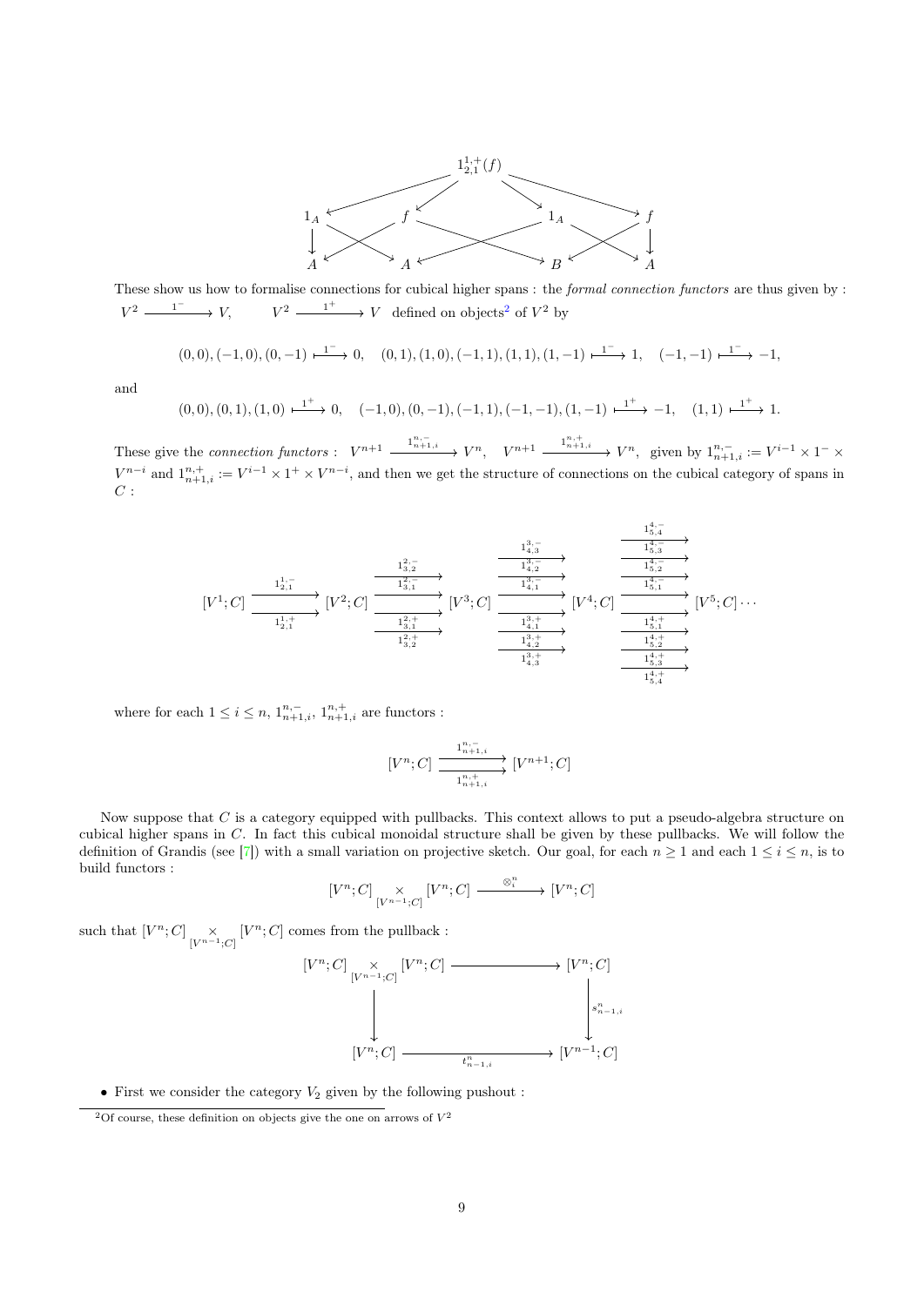$$
\begin{array}{ccccccc}
 & & & 1^{1,+}_{2,1}(f) & & & \\
1_A & & f & & 1_A & & f \\
\downarrow & & & & & & \downarrow \\
A & & A & & B & & A
\end{array}
$$

These show us how to formalise connections for cubical higher spans : the *formal connection functors* are thus given by : $V^2 \xrightarrow{1^-} V$, $\quad V^2 \xrightarrow{1^+} V$ defined on objects[2] of $V^2$ by

$$(0,0),(-1,0),(0,-1) \xmapsto{1^-} 0, \quad (0,1),(1,0),(-1,1),(1,1),(1,-1) \xmapsto{1^-} 1, \quad (-1,-1) \xmapsto{1^-} -1,$$

and

$$(0,0),(0,1),(1,0) \xmapsto{1^+} 0, \quad (-1,0),(0,-1),(-1,1),(-1,-1),(1,-1) \xmapsto{1^+} -1, \quad (1,1) \xmapsto{1^+} 1.$$

These give the *connection functors* : $V^{n+1} \xrightarrow{1^{n,-}_{n+1,i}} V^n$, $\quad V^{n+1} \xrightarrow{1^{n,+}_{n+1,i}} V^n$, given by $1^{n,-}_{n+1,i} := V^{i-1} \times 1^- \times V^{n-i}$ and $1^{n,+}_{n+1,i} := V^{i-1} \times 1^+ \times V^{n-i}$, and then we get the structure of connections on the cubical category of spans in $C$ :

$$
[V^1;C] \underset{1^{1,+}_{2,1}}{\overset{1^{1,-}_{2,1}}{\rightrightarrows}} [V^2;C] \;\underset{1^{2,+}_{3,1},\,1^{2,+}_{3,2}}{\overset{1^{2,-}_{3,2},\,1^{2,-}_{3,1}}{\rightrightarrows}}\; [V^3;C] \;\underset{1^{3,+}_{4,1},\,1^{3,+}_{4,2},\,1^{3,+}_{4,3}}{\overset{1^{3,-}_{4,3},\,1^{3,-}_{4,2},\,1^{3,-}_{4,1}}{\rightrightarrows}}\; [V^4;C] \;\underset{1^{4,+}_{5,1},\,1^{4,+}_{5,2},\,1^{4,+}_{5,3},\,1^{4,+}_{5,4}}{\overset{1^{4,-}_{5,4},\,1^{4,-}_{5,3},\,1^{4,-}_{5,2},\,1^{4,-}_{5,1}}{\rightrightarrows}}\; [V^5;C] \cdots
$$

where for each $1 \leq i \leq n$, $1^{n,-}_{n+1,i}$, $1^{n,+}_{n+1,i}$ are functors :

$$[V^n;C] \underset{1^{n,+}_{n+1,i}}{\overset{1^{n,-}_{n+1,i}}{\rightrightarrows}} [V^{n+1};C]$$

Now suppose that $C$ is a category equipped with pullbacks. This context allows to put a pseudo-algebra structure on cubical higher spans in $C$. In fact this cubical monoidal structure shall be given by these pullbacks. We will follow the definition of Grandis (see [7]) with a small variation on projective sketch. Our goal, for each $n \geq 1$ and each $1 \leq i \leq n$, is to build functors :

$$[V^n;C] \underset{[V^{n-1};C]}{\times} [V^n;C] \xrightarrow{\otimes^n_i} [V^n;C]$$

such that $[V^n;C] \underset{[V^{n-1};C]}{\times} [V^n;C]$ comes from the pullback :

$$
\begin{array}{ccc}
[V^n;C] \underset{[V^{n-1};C]}{\times} [V^n;C] & \longrightarrow & [V^n;C] \\
\downarrow & & \downarrow s^n_{n-1,i} \\
[V^n;C] & \xrightarrow[t^n_{n-1,i}]{} & [V^{n-1};C]
\end{array}
$$

- First we consider the category $V_2$ given by the following pushout :

[2] Of course, these definition on objects give the one on arrows of $V^2$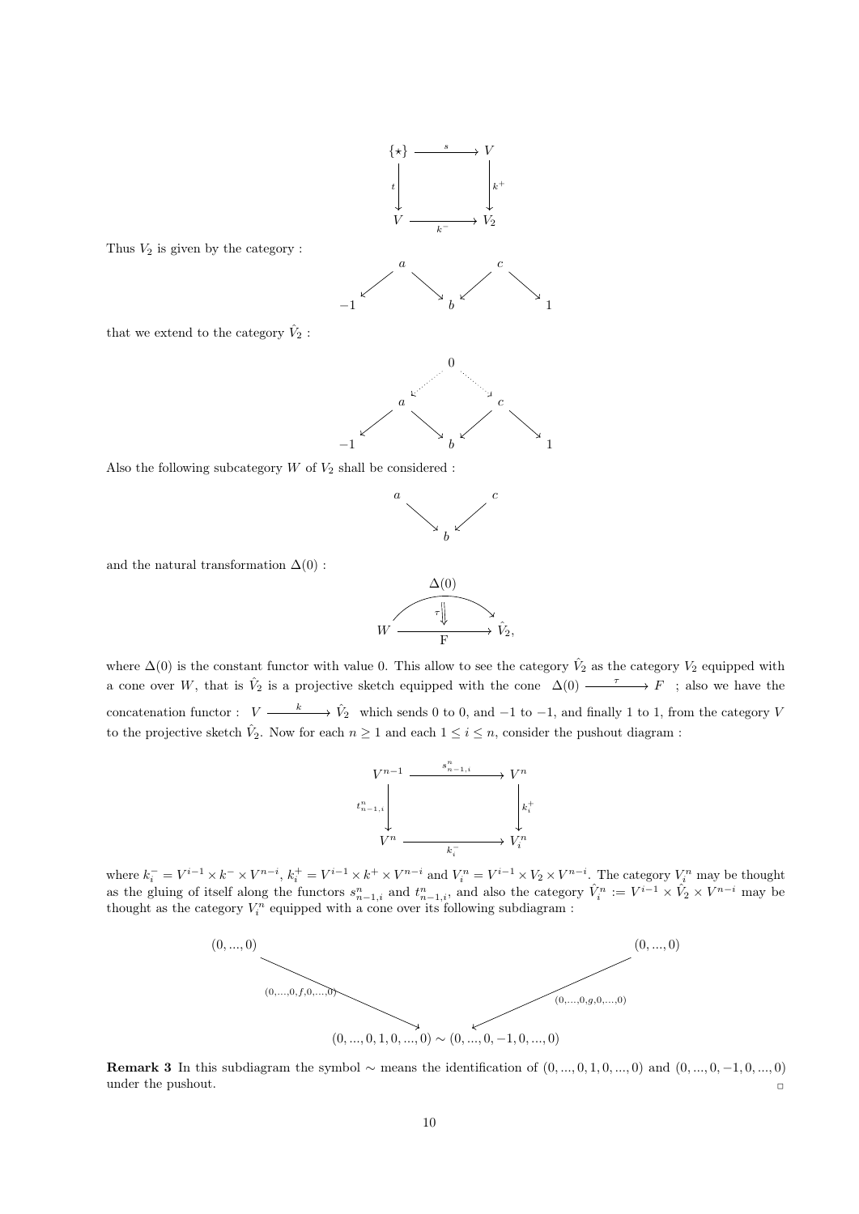$$
\begin{array}{ccc}
\{\star\} & \xrightarrow{s} & V \\
{\scriptstyle t}\downarrow & & \downarrow{\scriptstyle k^+} \\
V & \xrightarrow[k^-]{} & V_2
\end{array}
$$

Thus $V_2$ is given by the category :

$$
\begin{array}{ccccccc}
 & a & & & & c & \\
\swarrow & & \searrow & & \swarrow & & \searrow \\
-1 & & & b & & & 1
\end{array}
$$

that we extend to the category $\hat{V}_2$ :

$$
\begin{array}{ccccccc}
 & & & 0 & & & \\
 & & \swarrow & & \searrow & & \\
 & a & & & & c & \\
\swarrow & & \searrow & & \swarrow & & \searrow \\
-1 & & & b & & & 1
\end{array}
$$

Also the following subcategory $W$ of $V_2$ shall be considered :

$$
\begin{array}{ccc}
a & & c \\
 & \searrow \quad \swarrow & \\
 & b &
\end{array}
$$

and the natural transformation $\Delta(0)$ :

$$
W \underset{F}{\overset{\Delta(0)}{\rightrightarrows}} \hat{V}_2, \quad \tau \Downarrow
$$

where $\Delta(0)$ is the constant functor with value 0. This allow to see the category $\hat{V}_2$ as the category $V_2$ equipped with a cone over $W$, that is $\hat{V}_2$ is a projective sketch equipped with the cone $\Delta(0) \xrightarrow{\tau} F$ ; also we have the concatenation functor : $V \xrightarrow{k} \hat{V}_2$ which sends 0 to 0, and $-1$ to $-1$, and finally 1 to 1, from the category $V$ to the projective sketch $\hat{V}_2$. Now for each $n \geq 1$ and each $1 \leq i \leq n$, consider the pushout diagram :

$$
\begin{array}{ccc}
V^{n-1} & \xrightarrow{s^n_{n-1,i}} & V^n \\
{\scriptstyle t^n_{n-1,i}}\downarrow & & \downarrow{\scriptstyle k^+_i} \\
V^n & \xrightarrow[k^-_i]{} & V^n_i
\end{array}
$$

where $k^-_i = V^{i-1} \times k^- \times V^{n-i}$, $k^+_i = V^{i-1} \times k^+ \times V^{n-i}$ and $V^n_i = V^{i-1} \times V_2 \times V^{n-i}$. The category $V^n_i$ may be thought as the gluing of itself along the functors $s^n_{n-1,i}$ and $t^n_{n-1,i}$, and also the category $\hat{V}^n_i := V^{i-1} \times \hat{V}_2 \times V^{n-i}$ may be thought as the category $V^n_i$ equipped with a cone over its following subdiagram :

$$
\begin{array}{ccc}
(0,...,0) & & (0,...,0) \\
 & \searrow^{(0,...,0,f,0,...,0)} \quad {}^{(0,...,0,g,0,...,0)}\swarrow & \\
 & (0,...,0,1,0,...,0) \sim (0,...,0,-1,0,...,0) &
\end{array}
$$

**Remark 3** In this subdiagram the symbol $\sim$ means the identification of $(0,...,0,1,0,...,0)$ and $(0,...,0,-1,0,...,0)$ under the pushout. ▫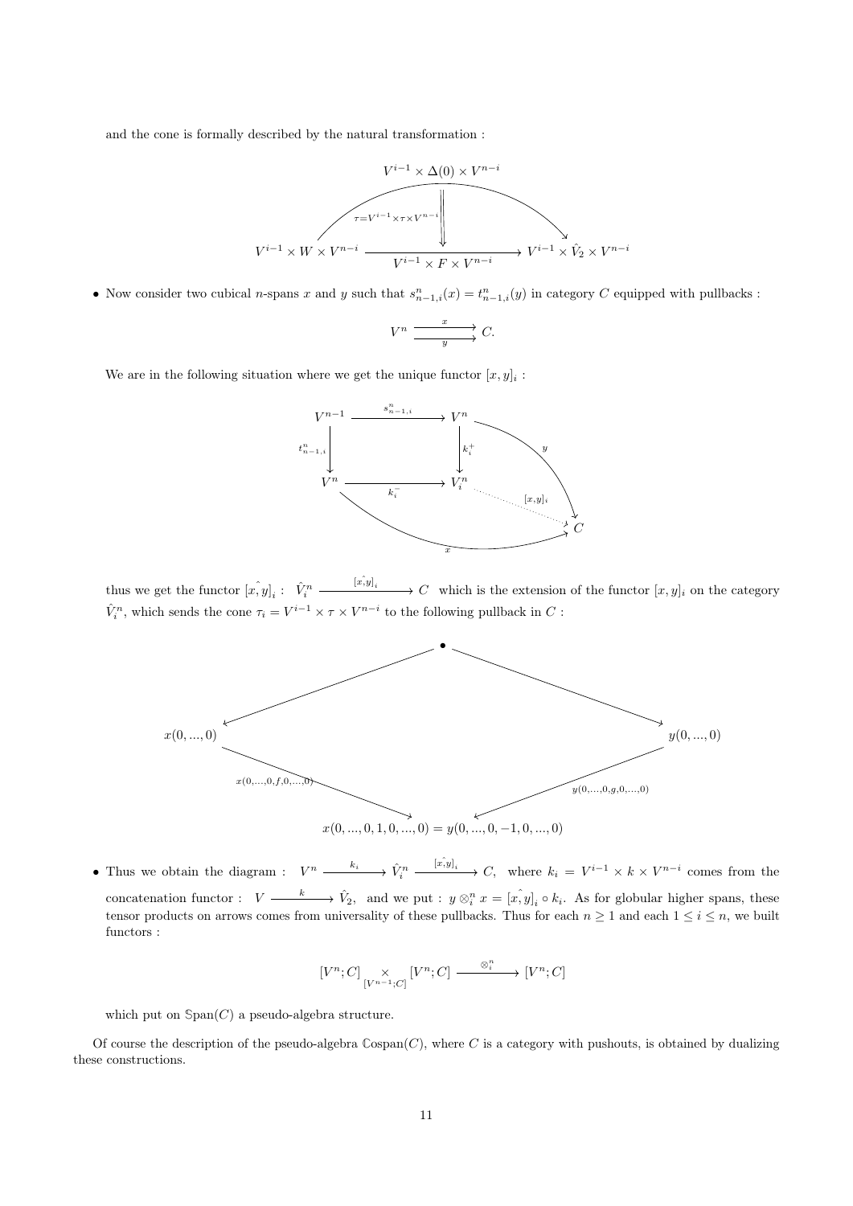and the cone is formally described by the natural transformation :

$$\begin{array}{c} V^{i-1}\times\Delta(0)\times V^{n-i} \\ \tau = V^{i-1}\times\tau\times V^{n-i} \Downarrow \\ V^{i-1}\times W\times V^{n-i} \xrightarrow[V^{i-1}\times F\times V^{n-i}]{} V^{i-1}\times\hat{V}_2\times V^{n-i} \end{array}$$

- Now consider two cubical $n$-spans $x$ and $y$ such that $s^n_{n-1,i}(x)=t^n_{n-1,i}(y)$ in category $C$ equipped with pullbacks :

$$V^n \overset{x}{\underset{y}{\rightrightarrows}} C.$$

We are in the following situation where we get the unique functor $[x,y]_i$ :

$$\begin{array}{ccc} V^{n-1} & \xrightarrow{s^n_{n-1,i}} & V^n \\ {\scriptstyle t^n_{n-1,i}}\downarrow & & \downarrow{\scriptstyle k^+_i} \\ V^n & \xrightarrow[k^-_i]{} & V^n_i \end{array} \qquad y: V^n\to C,\quad x: V^n\to C,\quad [x,y]_i : V^n_i \dashrightarrow C$$

thus we get the functor $\hat{[x,y]}_i$ : $\hat{V}^n_i \xrightarrow{\hat{[x,y]}_i} C$ which is the extension of the functor $[x,y]_i$ on the category $\hat{V}^n_i$, which sends the cone $\tau_i = V^{i-1}\times\tau\times V^{n-i}$ to the following pullback in $C$ :

$$\begin{array}{ccccc} & & \bullet & & \\ & \swarrow & & \searrow & \\ x(0,...,0) & & & & y(0,...,0) \\ & {\scriptstyle x(0,...,0,f,0,...,0)}\searrow & & \swarrow{\scriptstyle y(0,...,0,g,0,...,0)} & \\ & & x(0,...,0,1,0,...,0)=y(0,...,0,-1,0,...,0) & & \end{array}$$

- Thus we obtain the diagram : $V^n \xrightarrow{k_i} \hat{V}^n_i \xrightarrow{\hat{[x,y]}_i} C$, where $k_i = V^{i-1}\times k\times V^{n-i}$ comes from the concatenation functor : $V \xrightarrow{k} \hat{V}_2$, and we put : $y\otimes^n_i x = \hat{[x,y]}_i \circ k_i$. As for globular higher spans, these tensor products on arrows comes from universality of these pullbacks. Thus for each $n\geq 1$ and each $1\leq i\leq n$, we built functors :

$$[V^n;C] \underset{[V^{n-1};C]}{\times} [V^n;C] \xrightarrow{\otimes^n_i} [V^n;C]$$

which put on $\mathbb{S}\mathrm{pan}(C)$ a pseudo-algebra structure.

Of course the description of the pseudo-algebra $\mathbb{C}\mathrm{ospan}(C)$, where $C$ is a category with pushouts, is obtained by dualizing these constructions.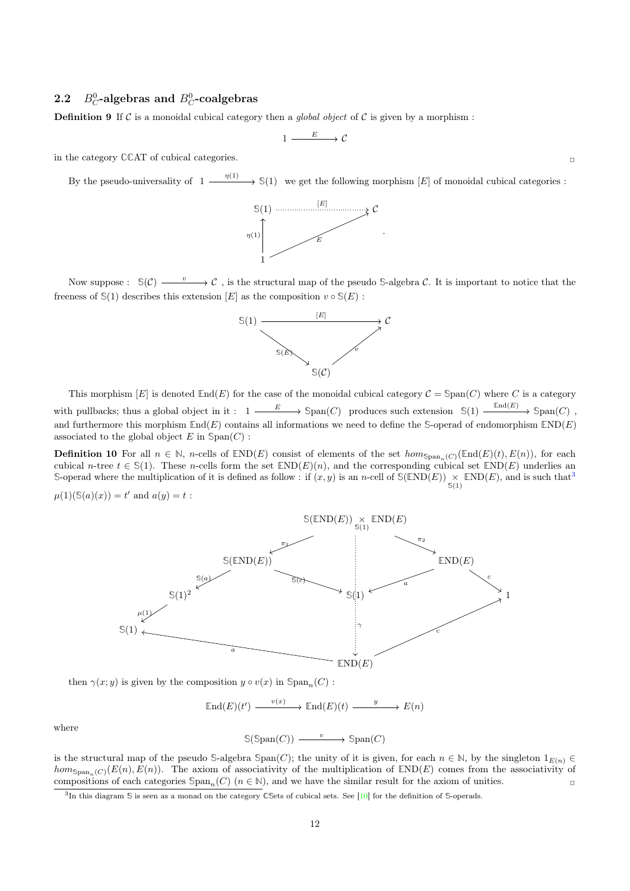## 2.2 $B^0_C$-algebras and $B^0_C$-coalgebras

**Definition 9** If $\mathcal{C}$ is a monoidal cubical category then a *global object* of $\mathcal{C}$ is given by a morphism :

$$1 \xrightarrow{\ E\ } \mathcal{C}$$

in the category $\mathbb{C}\mathbb{C}\mathrm{AT}$ of cubical categories. $\square$

By the pseudo-universality of $1 \xrightarrow{\eta(1)} \mathbb{S}(1)$ we get the following morphism $[E]$ of monoidal cubical categories :

$$\begin{array}{ccc} \mathbb{S}(1) & \overset{[E]}{\dashrightarrow} & \mathcal{C} \\ {\scriptstyle \eta(1)}\uparrow & \nearrow_{E} & \\ 1 & & \end{array}.$$

Now suppose : $\mathbb{S}(\mathcal{C}) \xrightarrow{\ v\ } \mathcal{C}$ , is the structural map of the pseudo $\mathbb{S}$-algebra $\mathcal{C}$. It is important to notice that the freeness of $\mathbb{S}(1)$ describes this extension $[E]$ as the composition $v \circ \mathbb{S}(E)$ :

$$\begin{array}{ccc} \mathbb{S}(1) & \xrightarrow{\ [E]\ } & \mathcal{C} \\ & {\scriptstyle \mathbb{S}(E)}\searrow \quad \nearrow{\scriptstyle v} & \\ & \mathbb{S}(\mathcal{C}) & \end{array}$$

This morphism $[E]$ is denoted $\mathbb{E}\mathrm{nd}(E)$ for the case of the monoidal cubical category $\mathcal{C} = \mathbb{S}\mathrm{pan}(C)$ where $C$ is a category with pullbacks; thus a global object in it : $1 \xrightarrow{\ E\ } \mathbb{S}\mathrm{pan}(C)$ produces such extension $\mathbb{S}(1) \xrightarrow{\mathbb{E}\mathrm{nd}(E)} \mathbb{S}\mathrm{pan}(C)$ , and furthermore this morphism $\mathbb{E}\mathrm{nd}(E)$ contains all informations we need to define the $\mathbb{S}$-operad of endomorphism $\mathbb{END}(E)$ associated to the global object $E$ in $\mathbb{S}\mathrm{pan}(C)$ :

**Definition 10** For all $n \in \mathbb{N}$, $n$-cells of $\mathbb{END}(E)$ consist of elements of the set $hom_{\mathbb{S}\mathrm{pan}_n(C)}(\mathbb{E}\mathrm{nd}(E)(t), E(n))$, for each cubical $n$-tree $t \in \mathbb{S}(1)$. These $n$-cells form the set $\mathbb{END}(E)(n)$, and the corresponding cubical set $\mathbb{END}(E)$ underlies an $\mathbb{S}$-operad where the multiplication of it is defined as follow : if $(x, y)$ is an $n$-cell of $\mathbb{S}(\mathbb{END}(E)) \underset{\mathbb{S}(1)}{\times} \mathbb{END}(E)$, and is such that[3] $\mu(1)(\mathbb{S}(a)(x)) = t'$ and $a(y) = t$ :

$$\begin{array}{c} \mathbb{S}(\mathbb{END}(E)) \underset{\mathbb{S}(1)}{\times} \mathbb{END}(E) \xrightarrow{\pi_1} \mathbb{S}(\mathbb{END}(E)),\quad \mathbb{S}(\mathbb{END}(E)) \underset{\mathbb{S}(1)}{\times} \mathbb{END}(E) \xrightarrow{\pi_2} \mathbb{END}(E) \\ \mathbb{S}(\mathbb{END}(E)) \xrightarrow{\mathbb{S}(a)} \mathbb{S}(1)^2 \xrightarrow{\mu(1)} \mathbb{S}(1),\quad \mathbb{S}(\mathbb{END}(E)) \xrightarrow{\mathbb{S}(c)} \mathbb{S}(1) \xleftarrow{a} \mathbb{END}(E) \xrightarrow{c} 1 \\ \mathbb{S}(\mathbb{END}(E)) \underset{\mathbb{S}(1)}{\times} \mathbb{END}(E) \overset{\gamma}{\dashrightarrow} \mathbb{END}(E),\quad \mathbb{S}(1) \xleftarrow{a} \mathbb{END}(E) \xrightarrow{c} 1 \end{array}$$

then $\gamma(x; y)$ is given by the composition $y \circ v(x)$ in $\mathbb{S}\mathrm{pan}_n(C)$ :

$$\mathbb{E}\mathrm{nd}(E)(t') \xrightarrow{\ v(x)\ } \mathbb{E}\mathrm{nd}(E)(t) \xrightarrow{\ y\ } E(n)$$

where

$$\mathbb{S}(\mathbb{S}\mathrm{pan}(C)) \xrightarrow{\ v\ } \mathbb{S}\mathrm{pan}(C)$$

is the structural map of the pseudo $\mathbb{S}$-algebra $\mathbb{S}\mathrm{pan}(C)$; the unity of it is given, for each $n \in \mathbb{N}$, by the singleton $1_{E(n)} \in hom_{\mathbb{S}\mathrm{pan}_n(C)}(E(n), E(n))$. The axiom of associativity of the multiplication of $\mathbb{END}(E)$ comes from the associativity of compositions of each categories $\mathbb{S}\mathrm{pan}_n(C)$ ($n \in \mathbb{N}$), and we have the similar result for the axiom of unities. $\square$

[3] In this diagram $\mathbb{S}$ is seen as a monad on the category $\mathbb{C}\mathbb{S}\mathrm{ets}$ of cubical sets. See [10] for the definition of $\mathbb{S}$-operads.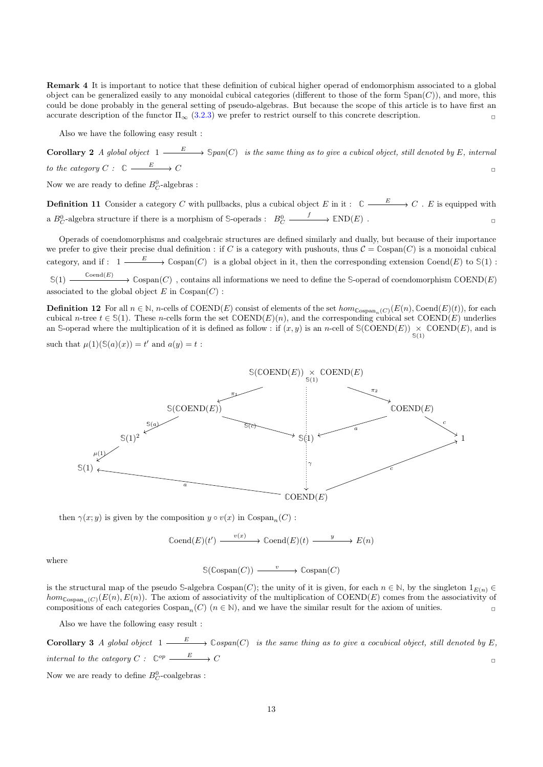**Remark 4** It is important to notice that these definition of cubical higher operad of endomorphism associated to a global object can be generalized easily to any monoidal cubical categories (different to those of the form $\mathbb{S}\text{pan}(C)$), and more, this could be done probably in the general setting of pseudo-algebras. But because the scope of this article is to have first an accurate description of the functor $\Pi_\infty$ (3.2.3) we prefer to restrict ourself to this concrete description. $\square$

Also we have the following easy result :

**Corollary 2** *A global object* $1 \xrightarrow{\;E\;} \mathbb{S}pan(C)$ *is the same thing as to give a cubical object, still denoted by $E$, internal to the category $C$ :* $\mathbb{C} \xrightarrow{\;E\;} C$ $\square$

Now we are ready to define $B^0_C$-algebras :

**Definition 11** Consider a category $C$ with pullbacks, plus a cubical object $E$ in it : $\mathbb{C} \xrightarrow{\;E\;} C$ . $E$ is equipped with a $B^0_C$-algebra structure if there is a morphism of $\mathbb{S}$-operads : $B^0_C \xrightarrow{\;f\;} \mathbb{END}(E)$ . $\square$

Operads of coendomorphisms and coalgebraic structures are defined similarly and dually, but because of their importance we prefer to give their precise dual definition : if $C$ is a category with pushouts, thus $\mathcal{C} = \mathbb{C}\text{ospan}(C)$ is a monoidal cubical category, and if : $1 \xrightarrow{\;E\;} \mathbb{C}\text{ospan}(C)$ is a global object in it, then the corresponding extension $\mathbb{C}\text{oend}(E)$ to $\mathbb{S}(1)$ : $\mathbb{S}(1) \xrightarrow{\;\mathbb{C}\text{oend}(E)\;} \mathbb{C}\text{ospan}(C)$ , contains all informations we need to define the $\mathbb{S}$-operad of coendomorphism $\mathbb{COEND}(E)$ associated to the global object $E$ in $\mathbb{C}\text{ospan}(C)$ :

**Definition 12** For all $n \in \mathbb{N}$, $n$-cells of $\mathbb{COEND}(E)$ consist of elements of the set $hom_{\mathbb{C}\text{ospan}_n(C)}(E(n), \mathbb{C}\text{oend}(E)(t))$, for each cubical $n$-tree $t \in \mathbb{S}(1)$. These $n$-cells form the set $\mathbb{COEND}(E)(n)$, and the corresponding cubical set $\mathbb{COEND}(E)$ underlies an $\mathbb{S}$-operad where the multiplication of it is defined as follow : if $(x, y)$ is an $n$-cell of $\mathbb{S}(\mathbb{COEND}(E)) \underset{\mathbb{S}(1)}{\times} \mathbb{COEND}(E)$, and is such that $\mu(1)(\mathbb{S}(a)(x)) = t'$ and $a(y) = t$ :

$$
\begin{array}{c}
\mathbb{S}(\mathbb{COEND}(E)) \underset{\mathbb{S}(1)}{\times} \mathbb{COEND}(E) \xrightarrow{\pi_1} \mathbb{S}(\mathbb{COEND}(E)),\quad \mathbb{S}(\mathbb{COEND}(E)) \underset{\mathbb{S}(1)}{\times} \mathbb{COEND}(E) \xrightarrow{\pi_2} \mathbb{COEND}(E) \\
\mathbb{S}(\mathbb{COEND}(E)) \xrightarrow{\mathbb{S}(a)} \mathbb{S}(1)^2 \xrightarrow{\mu(1)} \mathbb{S}(1),\quad \mathbb{S}(\mathbb{COEND}(E)) \xrightarrow{\mathbb{S}(c)} \mathbb{S}(1) \xleftarrow{a} \mathbb{COEND}(E) \xrightarrow{c} 1 \\
\mathbb{S}(\mathbb{COEND}(E)) \underset{\mathbb{S}(1)}{\times} \mathbb{COEND}(E) \overset{\gamma}{\dashrightarrow} \mathbb{COEND}(E),\quad \mathbb{S}(1) \xleftarrow{a} \mathbb{COEND}(E) \xrightarrow{c} 1
\end{array}
$$

then $\gamma(x; y)$ is given by the composition $y \circ v(x)$ in $\mathbb{C}\text{ospan}_n(C)$ :

$$\mathbb{C}\text{oend}(E)(t') \xrightarrow{\;v(x)\;} \mathbb{C}\text{oend}(E)(t) \xrightarrow{\;y\;} E(n)$$

where

$$\mathbb{S}(\mathbb{C}\text{ospan}(C)) \xrightarrow{\;v\;} \mathbb{C}\text{ospan}(C)$$

is the structural map of the pseudo $\mathbb{S}$-algebra $\mathbb{C}\text{ospan}(C)$; the unity of it is given, for each $n \in \mathbb{N}$, by the singleton $1_{E(n)} \in hom_{\mathbb{C}\text{ospan}_n(C)}(E(n), E(n))$. The axiom of associativity of the multiplication of $\mathbb{COEND}(E)$ comes from the associativity of compositions of each categories $\mathbb{C}\text{ospan}_n(C)$ ($n \in \mathbb{N}$), and we have the similar result for the axiom of unities. $\square$

Also we have the following easy result :

**Corollary 3** *A global object* $1 \xrightarrow{\;E\;} \mathbb{C}ospan(C)$ *is the same thing as to give a cocubical object, still denoted by $E$, internal to the category $C$ :* $\mathbb{C}^{op} \xrightarrow{\;E\;} C$ $\square$

Now we are ready to define $B^0_C$-coalgebras :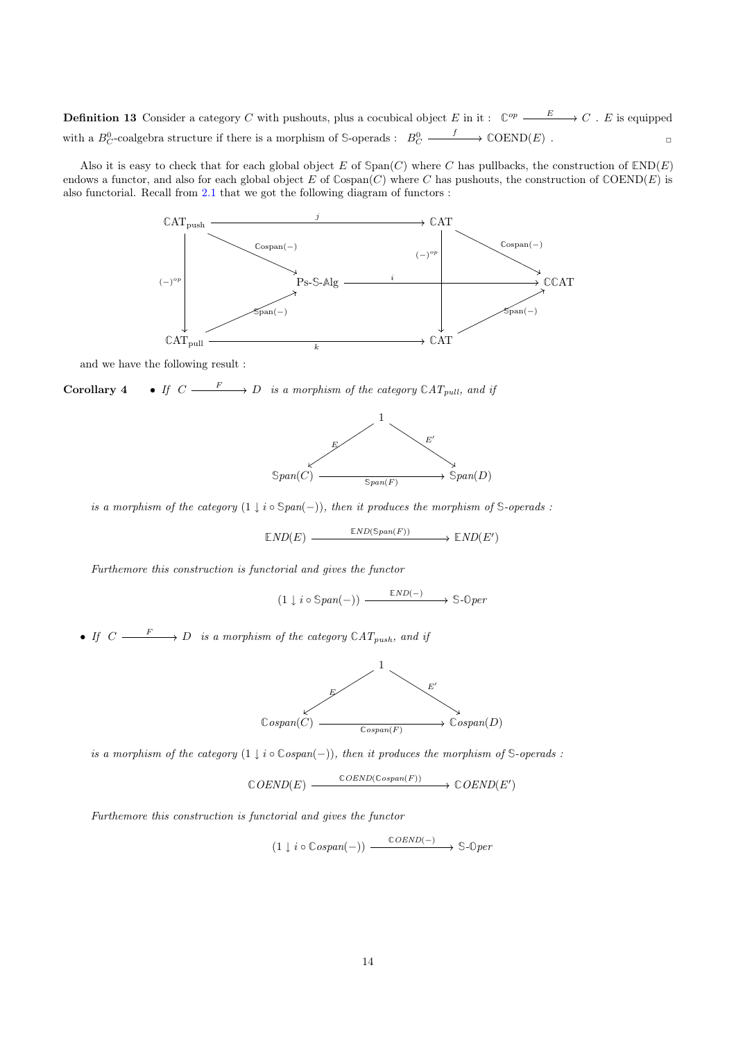**Definition 13** Consider a category $C$ with pushouts, plus a cocubical object $E$ in it : $\mathbb{C}^{op} \xrightarrow{E} C$ . $E$ is equipped with a $B^0_C$-coalgebra structure if there is a morphism of $\mathbb{S}$-operads : $B^0_C \xrightarrow{f} \mathbb{C}\mathrm{OEND}(E)$ . □

Also it is easy to check that for each global object $E$ of $\mathbb{S}\mathrm{pan}(C)$ where $C$ has pullbacks, the construction of $\mathbb{E}\mathrm{ND}(E)$ endows a functor, and also for each global object $E$ of $\mathbb{C}\mathrm{ospan}(C)$ where $C$ has pushouts, the construction of $\mathbb{C}\mathrm{OEND}(E)$ is also functorial. Recall from 2.1 that we got the following diagram of functors :

$$
\begin{array}{ccccc}
\mathbb{C}\mathrm{AT}_{\mathrm{push}} & \xrightarrow{j} & & \mathbb{C}\mathrm{AT} & \\
& \searrow^{\mathbb{C}\mathrm{ospan}(-)} & & & \searrow^{\mathbb{C}\mathrm{ospan}(-)} \\
\downarrow (-)^{op} & & \text{Ps-}\mathbb{S}\text{-}\mathbb{A}\mathrm{lg} & \xrightarrow{i} \quad \downarrow (-)^{op} & \mathbb{C}\mathbb{C}\mathrm{AT} \\
& \nearrow_{\mathbb{S}\mathrm{pan}(-)} & & & \nearrow_{\mathbb{S}\mathrm{pan}(-)} \\
\mathbb{C}\mathrm{AT}_{\mathrm{pull}} & \xrightarrow{k} & & \mathbb{C}\mathrm{AT} &
\end{array}
$$

and we have the following result :

**Corollary 4**
- *If $C \xrightarrow{F} D$ is a morphism of the category $\mathbb{C}AT_{pull}$, and if*

$$
\begin{array}{ccc}
& 1 & \\
{}^{E}\swarrow & & \searrow^{E'} \\
\mathbb{S}pan(C) & \xrightarrow{\mathbb{S}pan(F)} & \mathbb{S}pan(D)
\end{array}
$$

*is a morphism of the category $(1 \downarrow i \circ \mathbb{S}pan(-))$, then it produces the morphism of $\mathbb{S}$-operads :*

$$\mathbb{E}ND(E) \xrightarrow{\mathbb{E}ND(\mathbb{S}pan(F))} \mathbb{E}ND(E')$$

*Furthermore this construction is functorial and gives the functor*

$$(1 \downarrow i \circ \mathbb{S}pan(-)) \xrightarrow{\mathbb{E}ND(-)} \mathbb{S}\text{-}\mathbb{O}per$$

- *If $C \xrightarrow{F} D$ is a morphism of the category $\mathbb{C}AT_{push}$, and if*

$$
\begin{array}{ccc}
& 1 & \\
{}^{E}\swarrow & & \searrow^{E'} \\
\mathbb{C}ospan(C) & \xrightarrow{\mathbb{C}ospan(F)} & \mathbb{C}ospan(D)
\end{array}
$$

*is a morphism of the category $(1 \downarrow i \circ \mathbb{C}ospan(-))$, then it produces the morphism of $\mathbb{S}$-operads :*

$$\mathbb{C}OEND(E) \xrightarrow{\mathbb{C}OEND(\mathbb{C}ospan(F))} \mathbb{C}OEND(E')$$

*Furthermore this construction is functorial and gives the functor*

$$(1 \downarrow i \circ \mathbb{C}ospan(-)) \xrightarrow{\mathbb{C}OEND(-)} \mathbb{S}\text{-}\mathbb{O}per$$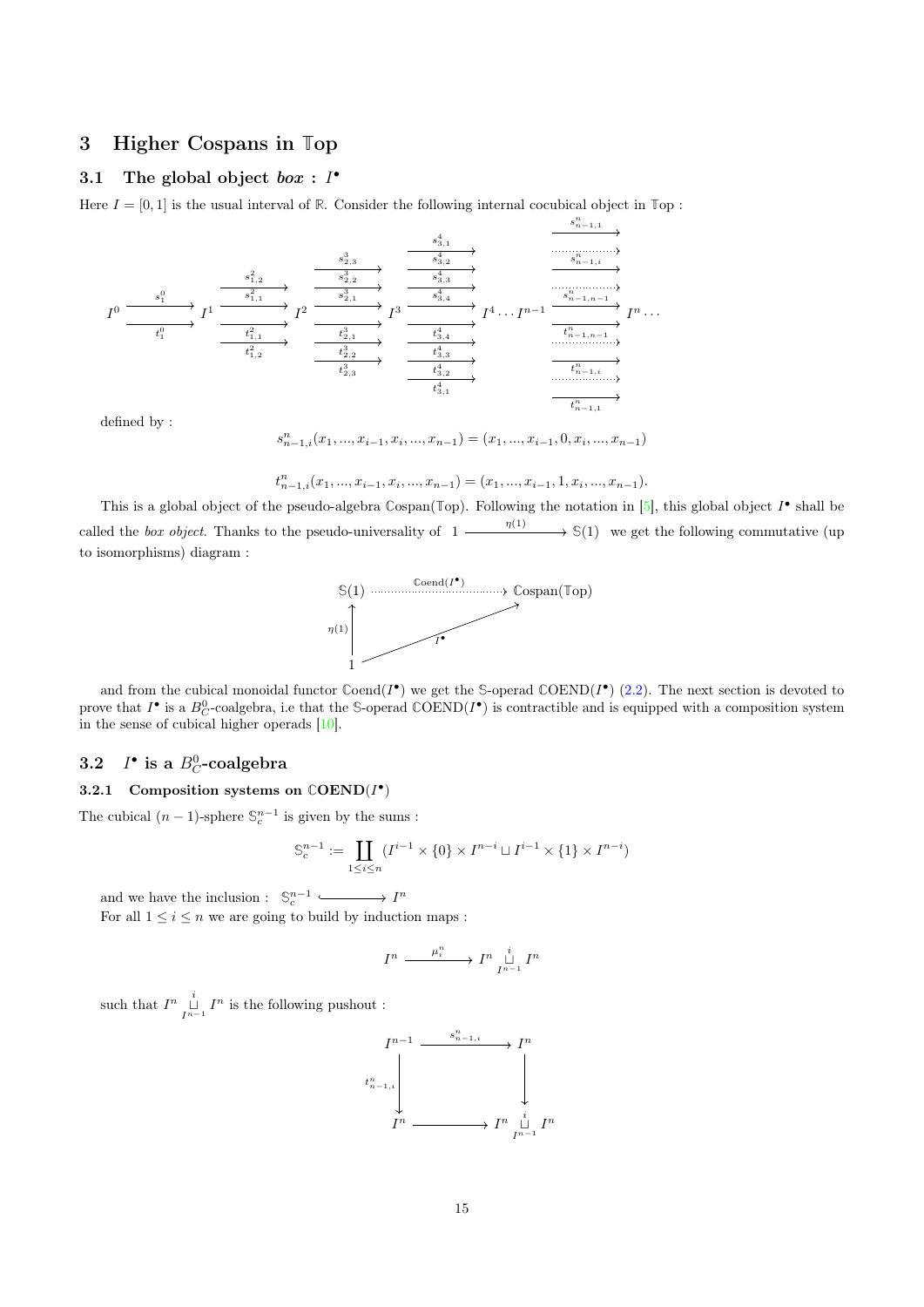# 3 Higher Cospans in $\mathbb{T}$op

## 3.1 The global object *box* : $I^\bullet$

Here $I = [0,1]$ is the usual interval of $\mathbb{R}$. Consider the following internal cocubical object in $\mathbb{T}$op :

$$
I^0 \underset{t_1^0}{\overset{s_1^0}{\rightrightarrows}} I^1 \;\overset{s_{1,2}^2,\, s_{1,1}^2}{\underset{t_{1,1}^2,\, t_{1,2}^2}{\rightrightarrows}}\; I^2 \;\overset{s_{2,3}^3,\, s_{2,2}^3,\, s_{2,1}^3}{\underset{t_{2,1}^3,\, t_{2,2}^3,\, t_{2,3}^3}{\rightrightarrows}}\; I^3 \;\overset{s_{3,1}^4,\, s_{3,2}^4,\, s_{3,3}^4,\, s_{3,4}^4}{\underset{t_{3,4}^4,\, t_{3,3}^4,\, t_{3,2}^4,\, t_{3,1}^4}{\rightrightarrows}}\; I^4 \cdots I^{n-1} \;\overset{s_{n-1,1}^n,\, \ldots,\, s_{n-1,i}^n,\, \ldots,\, s_{n-1,n-1}^n}{\underset{t_{n-1,n-1}^n,\, \ldots,\, t_{n-1,i}^n,\, \ldots,\, t_{n-1,1}^n}{\rightrightarrows}}\; I^n \cdots
$$

defined by :

$$s_{n-1,i}^n(x_1,...,x_{i-1},x_i,...,x_{n-1}) = (x_1,...,x_{i-1},0,x_i,...,x_{n-1})$$

$$t_{n-1,i}^n(x_1,...,x_{i-1},x_i,...,x_{n-1}) = (x_1,...,x_{i-1},1,x_i,...,x_{n-1}).$$

This is a global object of the pseudo-algebra $\mathbb{C}\text{ospan}(\mathbb{T}\text{op})$. Following the notation in [5], this global object $I^\bullet$ shall be called the *box object*. Thanks to the pseudo-universality of $1 \xrightarrow{\eta(1)} \mathbb{S}(1)$ we get the following commutative (up to isomorphisms) diagram :

$$
\begin{array}{ccc}
\mathbb{S}(1) & \xrightarrow{\mathbb{C}\text{oend}(I^\bullet)} & \mathbb{C}\text{ospan}(\mathbb{T}\text{op}) \\
\uparrow{\scriptstyle \eta(1)} & \nearrow{\scriptstyle I^\bullet} & \\
1 & &
\end{array}
$$

and from the cubical monoidal functor $\mathbb{C}\text{oend}(I^\bullet)$ we get the $\mathbb{S}$-operad $\mathbb{C}\text{OEND}(I^\bullet)$ (2.2). The next section is devoted to prove that $I^\bullet$ is a $B_C^0$-coalgebra, i.e that the $\mathbb{S}$-operad $\mathbb{C}\text{OEND}(I^\bullet)$ is contractible and is equipped with a composition system in the sense of cubical higher operads [10].

## 3.2 $I^\bullet$ is a $B_C^0$-coalgebra

### 3.2.1 Composition systems on $\mathbb{C}$OEND$(I^\bullet)$

The cubical $(n-1)$-sphere $\mathbb{S}_c^{n-1}$ is given by the sums :

$$\mathbb{S}_c^{n-1} := \coprod_{1 \leq i \leq n} (I^{i-1} \times \{0\} \times I^{n-i} \sqcup I^{i-1} \times \{1\} \times I^{n-i})$$

and we have the inclusion : $\mathbb{S}_c^{n-1} \hookrightarrow I^n$

For all $1 \leq i \leq n$ we are going to build by induction maps :

$$I^n \xrightarrow{\mu_i^n} I^n \underset{I^{n-1}}{\overset{i}{\sqcup}} I^n$$

such that $I^n \underset{I^{n-1}}{\overset{i}{\sqcup}} I^n$ is the following pushout :

$$
\begin{array}{ccc}
I^{n-1} & \xrightarrow{s_{n-1,i}^n} & I^n \\
{\scriptstyle t_{n-1,i}^n}\downarrow & & \downarrow \\
I^n & \longrightarrow & I^n \underset{I^{n-1}}{\overset{i}{\sqcup}} I^n
\end{array}
$$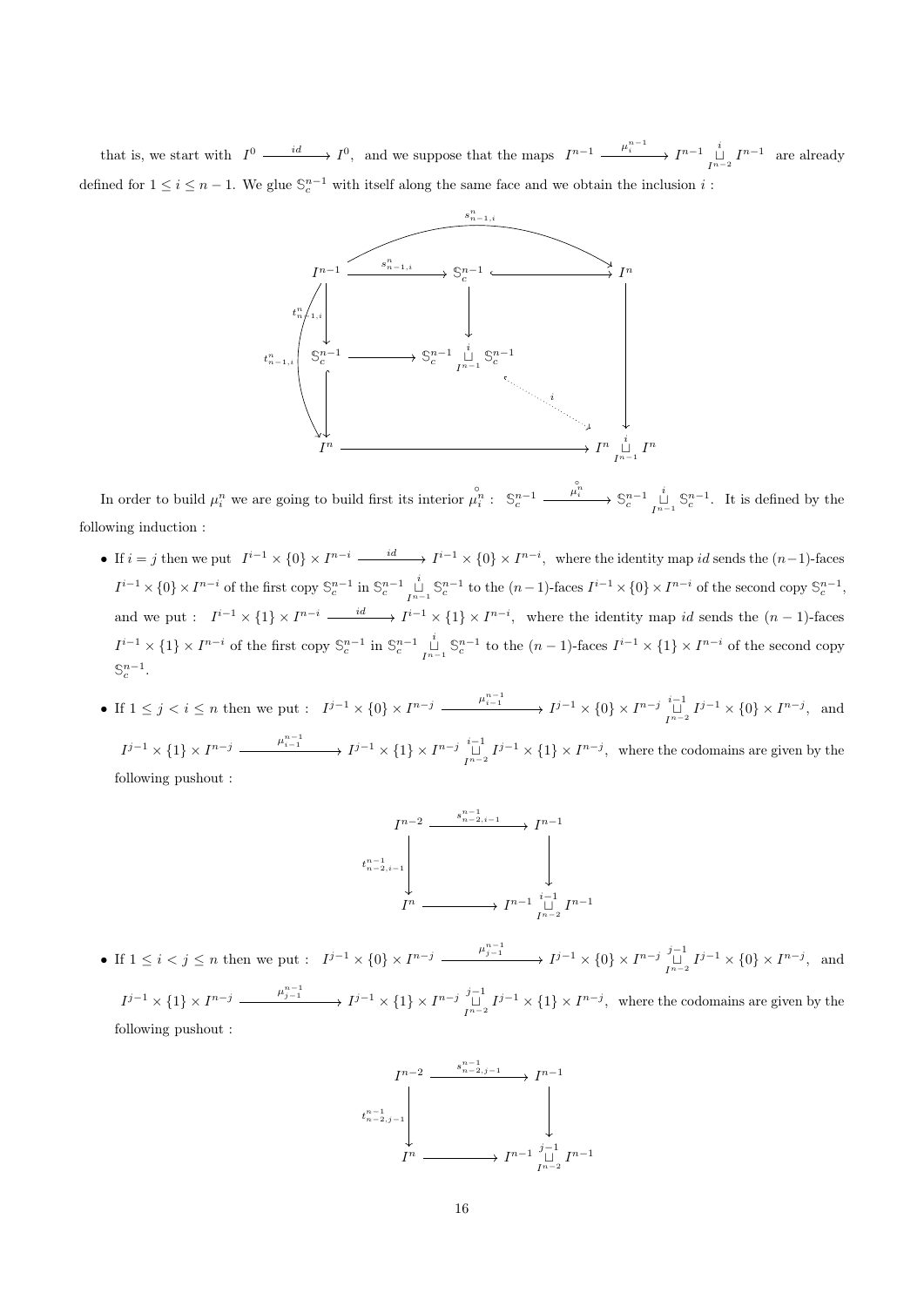that is, we start with $I^0 \xrightarrow{\ id\ } I^0$, and we suppose that the maps $I^{n-1} \xrightarrow{\mu_i^{n-1}} I^{n-1} \underset{I^{n-2}}{\overset{i}{\sqcup}} I^{n-1}$ are already defined for $1 \leq i \leq n-1$. We glue $\mathbb{S}_c^{n-1}$ with itself along the same face and we obtain the inclusion $i$ :

$$
\begin{array}{ccccc}
I^{n-1} & \xrightarrow{s^n_{n-1,i}} & \mathbb{S}_c^{n-1} & \hookrightarrow & I^n \\
\downarrow t^n_{n-1,i} & & \downarrow & & \downarrow \\
\mathbb{S}_c^{n-1} & \longrightarrow & \mathbb{S}_c^{n-1} \underset{I^{n-1}}{\overset{i}{\sqcup}} \mathbb{S}_c^{n-1} & & \\
\uparrow & & & \overset{i}{\searrow} & \\
I^n & \longrightarrow & & & I^n \underset{I^{n-1}}{\overset{i}{\sqcup}} I^n
\end{array}
$$

(with the composite $I^{n-1} \xrightarrow{s^n_{n-1,i}} I^n$ on top and $I^{n-1} \xrightarrow{t^n_{n-1,i}} I^n$ on the left, and the dotted map $i : \mathbb{S}_c^{n-1} \underset{I^{n-1}}{\overset{i}{\sqcup}} \mathbb{S}_c^{n-1} \to I^n \underset{I^{n-1}}{\overset{i}{\sqcup}} I^n$)

In order to build $\mu_i^n$ we are going to build first its interior $\overset{\circ}{\mu_i^n}$ : $\mathbb{S}_c^{n-1} \xrightarrow{\overset{\circ}{\mu_i^n}} \mathbb{S}_c^{n-1} \underset{I^{n-1}}{\overset{i}{\sqcup}} \mathbb{S}_c^{n-1}$. It is defined by the following induction :

- If $i = j$ then we put $I^{i-1} \times \{0\} \times I^{n-i} \xrightarrow{\ id\ } I^{i-1} \times \{0\} \times I^{n-i}$, where the identity map $id$ sends the $(n-1)$-faces $I^{i-1} \times \{0\} \times I^{n-i}$ of the first copy $\mathbb{S}_c^{n-1}$ in $\mathbb{S}_c^{n-1} \underset{I^{n-1}}{\overset{i}{\sqcup}} \mathbb{S}_c^{n-1}$ to the $(n-1)$-faces $I^{i-1} \times \{0\} \times I^{n-i}$ of the second copy $\mathbb{S}_c^{n-1}$, and we put : $I^{i-1} \times \{1\} \times I^{n-i} \xrightarrow{\ id\ } I^{i-1} \times \{1\} \times I^{n-i}$, where the identity map $id$ sends the $(n-1)$-faces $I^{i-1} \times \{1\} \times I^{n-i}$ of the first copy $\mathbb{S}_c^{n-1}$ in $\mathbb{S}_c^{n-1} \underset{I^{n-1}}{\overset{i}{\sqcup}} \mathbb{S}_c^{n-1}$ to the $(n-1)$-faces $I^{i-1} \times \{1\} \times I^{n-i}$ of the second copy $\mathbb{S}_c^{n-1}$.

- If $1 \leq j < i \leq n$ then we put : $I^{j-1} \times \{0\} \times I^{n-j} \xrightarrow{\mu_{i-1}^{n-1}} I^{j-1} \times \{0\} \times I^{n-j} \underset{I^{n-2}}{\overset{i-1}{\sqcup}} I^{j-1} \times \{0\} \times I^{n-j}$, and $I^{j-1} \times \{1\} \times I^{n-j} \xrightarrow{\mu_{i-1}^{n-1}} I^{j-1} \times \{1\} \times I^{n-j} \underset{I^{n-2}}{\overset{i-1}{\sqcup}} I^{j-1} \times \{1\} \times I^{n-j}$, where the codomains are given by the following pushout :

$$
\begin{array}{ccc}
I^{n-2} & \xrightarrow{s^{n-1}_{n-2,i-1}} & I^{n-1} \\
\downarrow t^{n-1}_{n-2,i-1} & & \downarrow \\
I^n & \longrightarrow & I^{n-1} \underset{I^{n-2}}{\overset{i-1}{\sqcup}} I^{n-1}
\end{array}
$$

- If $1 \leq i < j \leq n$ then we put : $I^{j-1} \times \{0\} \times I^{n-j} \xrightarrow{\mu_{j-1}^{n-1}} I^{j-1} \times \{0\} \times I^{n-j} \underset{I^{n-2}}{\overset{j-1}{\sqcup}} I^{j-1} \times \{0\} \times I^{n-j}$, and $I^{j-1} \times \{1\} \times I^{n-j} \xrightarrow{\mu_{j-1}^{n-1}} I^{j-1} \times \{1\} \times I^{n-j} \underset{I^{n-2}}{\overset{j-1}{\sqcup}} I^{j-1} \times \{1\} \times I^{n-j}$, where the codomains are given by the following pushout :

$$
\begin{array}{ccc}
I^{n-2} & \xrightarrow{s^{n-1}_{n-2,j-1}} & I^{n-1} \\
\downarrow t^{n-1}_{n-2,j-1} & & \downarrow \\
I^n & \longrightarrow & I^{n-1} \underset{I^{n-2}}{\overset{j-1}{\sqcup}} I^{n-1}
\end{array}
$$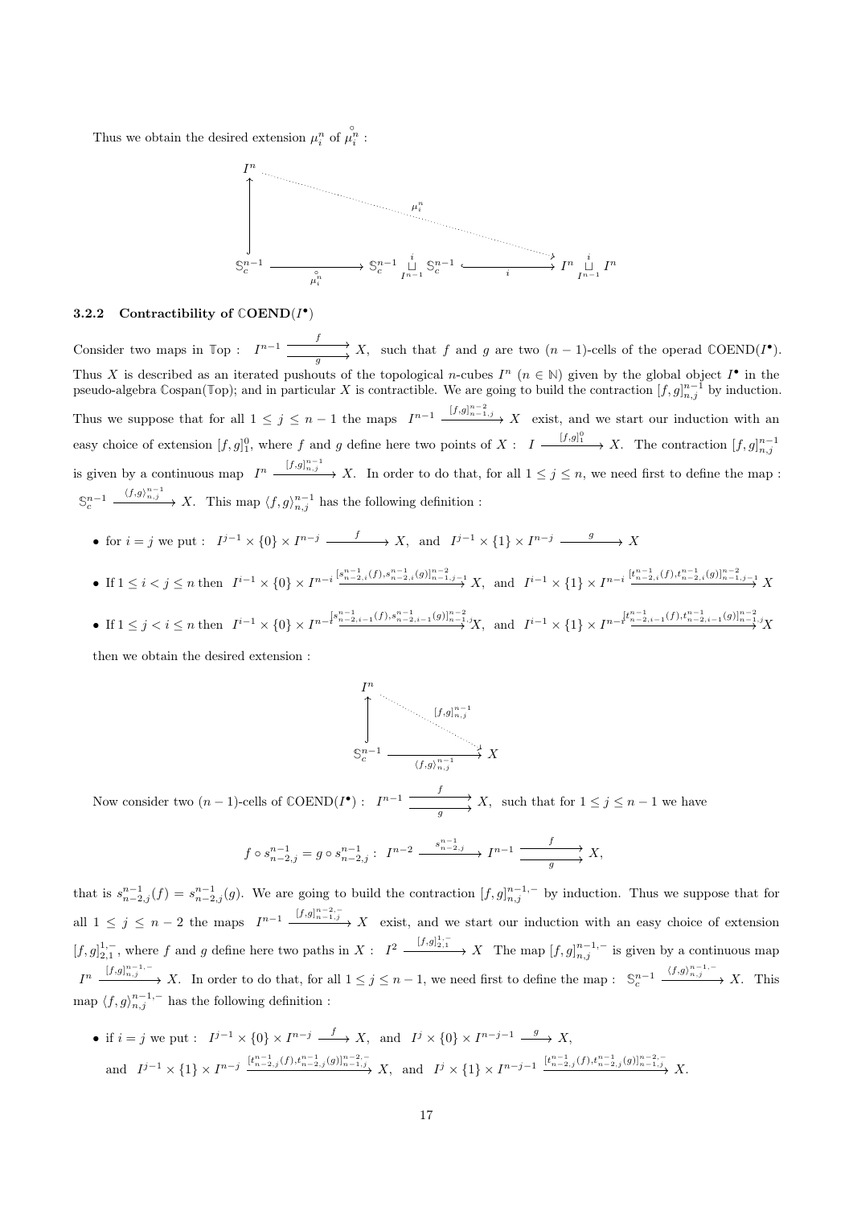Thus we obtain the desired extension $\mu_i^n$ of $\overset{\circ}{\mu_i^n}$ :

$$\begin{array}{ccc} I^n & \overset{\mu_i^n}{\dashrightarrow} & I^n \underset{I^{n-1}}{\overset{i}{\sqcup}} I^n \\ \uparrow & & \\ \mathbb{S}_c^{n-1} \xrightarrow{\overset{\circ}{\mu_i^n}} \mathbb{S}_c^{n-1} \underset{I^{n-1}}{\overset{i}{\sqcup}} \mathbb{S}_c^{n-1} & \overset{i}{\hookrightarrow} & I^n \underset{I^{n-1}}{\overset{i}{\sqcup}} I^n \end{array}$$

### 3.2.2 Contractibility of $\mathbb{C}\mathbf{OEND}(I^\bullet)$

Consider two maps in $\mathbb{T}$op : $I^{n-1} \underset{g}{\overset{f}{\rightrightarrows}} X$, such that $f$ and $g$ are two $(n-1)$-cells of the operad $\mathbb{C}\mathrm{OEND}(I^\bullet)$. Thus $X$ is described as an iterated pushouts of the topological $n$-cubes $I^n$ ($n \in \mathbb{N}$) given by the global object $I^\bullet$ in the pseudo-algebra $\mathbb{C}$ospan($\mathbb{T}$op); and in particular $X$ is contractible. We are going to build the contraction $[f,g]_{n,j}^{n-1}$ by induction. Thus we suppose that for all $1 \leq j \leq n-1$ the maps $I^{n-1} \xrightarrow{[f,g]_{n-1,j}^{n-2}} X$ exist, and we start our induction with an easy choice of extension $[f,g]_1^0$, where $f$ and $g$ define here two points of $X$ : $I \xrightarrow{[f,g]_1^0} X$. The contraction $[f,g]_{n,j}^{n-1}$ is given by a continuous map $I^n \xrightarrow{[f,g]_{n,j}^{n-1}} X$. In order to do that, for all $1 \leq j \leq n$, we need first to define the map : $\mathbb{S}_c^{n-1} \xrightarrow{\langle f,g\rangle_{n,j}^{n-1}} X$. This map $\langle f,g\rangle_{n,j}^{n-1}$ has the following definition :

- for $i=j$ we put : $I^{j-1}\times\{0\}\times I^{n-j} \xrightarrow{f} X$, and $I^{j-1}\times\{1\}\times I^{n-j} \xrightarrow{g} X$
- If $1 \leq i < j \leq n$ then $I^{i-1}\times\{0\}\times I^{n-i} \xrightarrow{[s_{n-2,i}^{n-1}(f),s_{n-2,i}^{n-1}(g)]_{n-1,j-1}^{n-2}} X$, and $I^{i-1}\times\{1\}\times I^{n-i} \xrightarrow{[t_{n-2,i}^{n-1}(f),t_{n-2,i}^{n-1}(g)]_{n-1,j-1}^{n-2}} X$
- If $1 \leq j < i \leq n$ then $I^{i-1}\times\{0\}\times I^{n-i} \xrightarrow{[s_{n-2,i-1}^{n-1}(f),s_{n-2,i-1}^{n-1}(g)]_{n-1,j}^{n-2}} X$, and $I^{i-1}\times\{1\}\times I^{n-i} \xrightarrow{[t_{n-2,i-1}^{n-1}(f),t_{n-2,i-1}^{n-1}(g)]_{n-1,j}^{n-2}} X$

then we obtain the desired extension :

$$\begin{array}{ccc} I^n & \overset{[f,g]_{n,j}^{n-1}}{\dashrightarrow} & X \\ \uparrow & & \\ \mathbb{S}_c^{n-1} & \xrightarrow{\langle f,g\rangle_{n,j}^{n-1}} & X \end{array}$$

Now consider two $(n-1)$-cells of $\mathbb{C}\mathrm{OEND}(I^\bullet)$ : $I^{n-1} \underset{g}{\overset{f}{\rightrightarrows}} X$, such that for $1 \leq j \leq n-1$ we have

$$f \circ s_{n-2,j}^{n-1} = g \circ s_{n-2,j}^{n-1} : \ I^{n-2} \xrightarrow{s_{n-2,j}^{n-1}} I^{n-1} \underset{g}{\overset{f}{\rightrightarrows}} X,$$

that is $s_{n-2,j}^{n-1}(f) = s_{n-2,j}^{n-1}(g)$. We are going to build the contraction $[f,g]_{n,j}^{n-1,-}$ by induction. Thus we suppose that for all $1 \leq j \leq n-2$ the maps $I^{n-1} \xrightarrow{[f,g]_{n-1,j}^{n-2,-}} X$ exist, and we start our induction with an easy choice of extension $[f,g]_{2,1}^{1,-}$, where $f$ and $g$ define here two paths in $X$ : $I^2 \xrightarrow{[f,g]_{2,1}^{1,-}} X$ The map $[f,g]_{n,j}^{n-1,-}$ is given by a continuous map $I^n \xrightarrow{[f,g]_{n,j}^{n-1,-}} X$. In order to do that, for all $1 \leq j \leq n-1$, we need first to define the map : $\mathbb{S}_c^{n-1} \xrightarrow{\langle f,g\rangle_{n,j}^{n-1,-}} X$. This map $\langle f,g\rangle_{n,j}^{n-1,-}$ has the following definition :

- if $i=j$ we put : $I^{j-1}\times\{0\}\times I^{n-j} \xrightarrow{f} X$, and $I^{j}\times\{0\}\times I^{n-j-1} \xrightarrow{g} X$,
  and $I^{j-1}\times\{1\}\times I^{n-j} \xrightarrow{[t_{n-2,j}^{n-1}(f),t_{n-2,j}^{n-1}(g)]_{n-1,j}^{n-2,-}} X$, and $I^{j}\times\{1\}\times I^{n-j-1} \xrightarrow{[t_{n-2,j}^{n-1}(f),t_{n-2,j}^{n-1}(g)]_{n-1,j}^{n-2,-}} X$.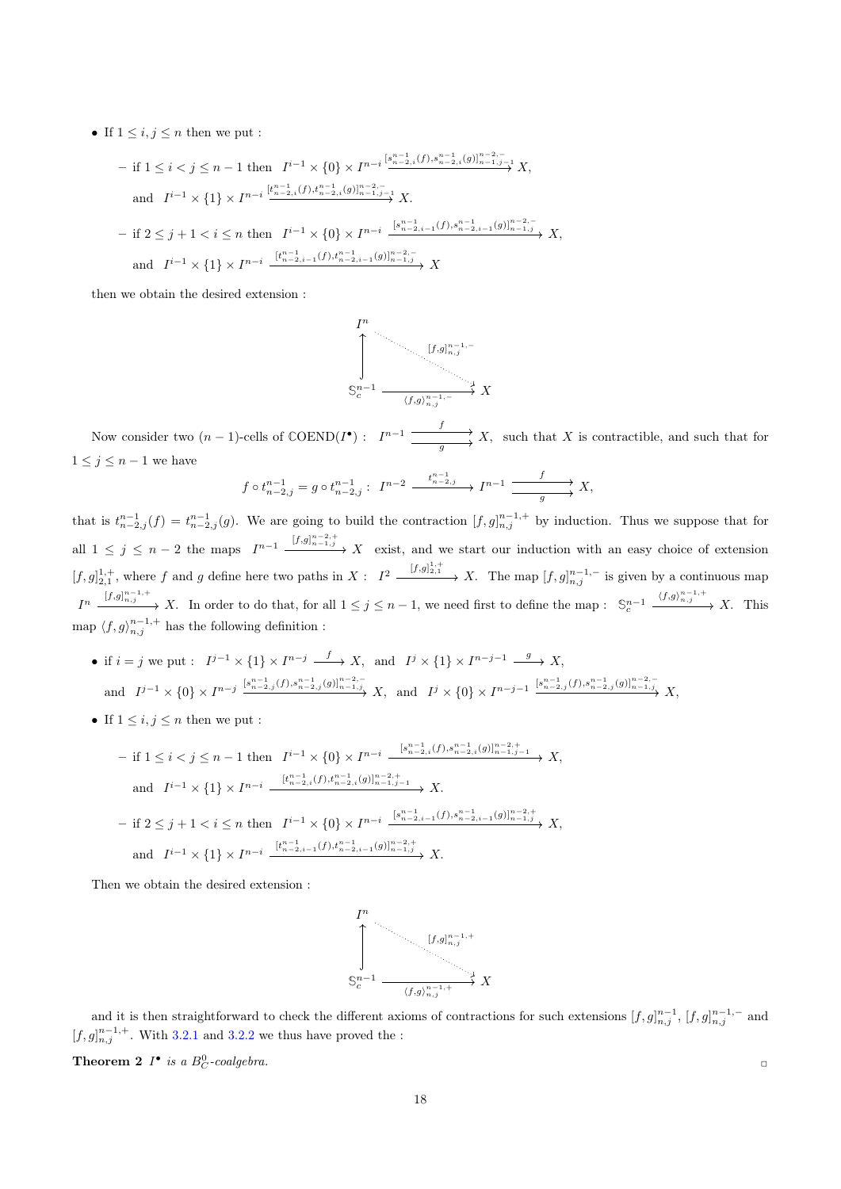- If $1 \leq i, j \leq n$ then we put :

  - if $1 \leq i < j \leq n-1$ then $I^{i-1} \times \{0\} \times I^{n-i} \xrightarrow{[s^{n-1}_{n-2,i}(f), s^{n-1}_{n-2,i}(g)]^{n-2,-}_{n-1,j-1}} X$,

    and $I^{i-1} \times \{1\} \times I^{n-i} \xrightarrow{[t^{n-1}_{n-2,i}(f), t^{n-1}_{n-2,i}(g)]^{n-2,-}_{n-1,j-1}} X$.

  - if $2 \leq j+1 < i \leq n$ then $I^{i-1} \times \{0\} \times I^{n-i} \xrightarrow{[s^{n-1}_{n-2,i-1}(f), s^{n-1}_{n-2,i-1}(g)]^{n-2,-}_{n-1,j}} X$,

    and $I^{i-1} \times \{1\} \times I^{n-i} \xrightarrow{[t^{n-1}_{n-2,i-1}(f), t^{n-1}_{n-2,i-1}(g)]^{n-2,-}_{n-1,j}} X$

  then we obtain the desired extension :

$$\begin{array}{ccc} I^n & & \\ \uparrow & \overset{[f,g]^{n-1,-}_{n,j}}{\searrow} & \\ \mathbb{S}^{n-1}_c & \xrightarrow{\langle f,g\rangle^{n-1,-}_{n,j}} & X \end{array}$$

Now consider two $(n-1)$-cells of $\mathbb{C}\mathrm{OEND}(I^\bullet)$ : $I^{n-1} \underset{g}{\overset{f}{\rightrightarrows}} X$, such that $X$ is contractible, and such that for $1 \leq j \leq n-1$ we have

$$f \circ t^{n-1}_{n-2,j} = g \circ t^{n-1}_{n-2,j} : \; I^{n-2} \xrightarrow{t^{n-1}_{n-2,j}} I^{n-1} \underset{g}{\overset{f}{\rightrightarrows}} X,$$

that is $t^{n-1}_{n-2,j}(f) = t^{n-1}_{n-2,j}(g)$. We are going to build the contraction $[f,g]^{n-1,+}_{n,j}$ by induction. Thus we suppose that for all $1 \leq j \leq n-2$ the maps $I^{n-1} \xrightarrow{[f,g]^{n-2,+}_{n-1,j}} X$ exist, and we start our induction with an easy choice of extension $[f,g]^{1,+}_{2,1}$, where $f$ and $g$ define here two paths in $X$ : $I^2 \xrightarrow{[f,g]^{1,+}_{2,1}} X$. The map $[f,g]^{n-1,-}_{n,j}$ is given by a continuous map $I^n \xrightarrow{[f,g]^{n-1,+}_{n,j}} X$. In order to do that, for all $1 \leq j \leq n-1$, we need first to define the map : $\mathbb{S}^{n-1}_c \xrightarrow{\langle f,g\rangle^{n-1,+}_{n,j}} X$. This map $\langle f,g\rangle^{n-1,+}_{n,j}$ has the following definition :

- if $i = j$ we put : $I^{j-1} \times \{1\} \times I^{n-j} \xrightarrow{f} X$, and $I^j \times \{1\} \times I^{n-j-1} \xrightarrow{g} X$,

  and $I^{j-1} \times \{0\} \times I^{n-j} \xrightarrow{[s^{n-1}_{n-2,j}(f), s^{n-1}_{n-2,j}(g)]^{n-2,-}_{n-1,j}} X$, and $I^j \times \{0\} \times I^{n-j-1} \xrightarrow{[s^{n-1}_{n-2,j}(f), s^{n-1}_{n-2,j}(g)]^{n-2,-}_{n-1,j}} X$,

- If $1 \leq i, j \leq n$ then we put :

  - if $1 \leq i < j \leq n-1$ then $I^{i-1} \times \{0\} \times I^{n-i} \xrightarrow{[s^{n-1}_{n-2,i}(f), s^{n-1}_{n-2,i}(g)]^{n-2,+}_{n-1,j-1}} X$,

    and $I^{i-1} \times \{1\} \times I^{n-i} \xrightarrow{[t^{n-1}_{n-2,i}(f), t^{n-1}_{n-2,i}(g)]^{n-2,+}_{n-1,j-1}} X$.

  - if $2 \leq j+1 < i \leq n$ then $I^{i-1} \times \{0\} \times I^{n-i} \xrightarrow{[s^{n-1}_{n-2,i-1}(f), s^{n-1}_{n-2,i-1}(g)]^{n-2,+}_{n-1,j}} X$,

    and $I^{i-1} \times \{1\} \times I^{n-i} \xrightarrow{[t^{n-1}_{n-2,i-1}(f), t^{n-1}_{n-2,i-1}(g)]^{n-2,+}_{n-1,j}} X$.

  Then we obtain the desired extension :

$$\begin{array}{ccc} I^n & & \\ \uparrow & \overset{[f,g]^{n-1,+}_{n,j}}{\searrow} & \\ \mathbb{S}^{n-1}_c & \xrightarrow{\langle f,g\rangle^{n-1,+}_{n,j}} & X \end{array}$$

and it is then straightforward to check the different axioms of contractions for such extensions $[f,g]^{n-1}_{n,j}$, $[f,g]^{n-1,-}_{n,j}$ and $[f,g]^{n-1,+}_{n,j}$. With 3.2.1 and 3.2.2 we thus have proved the :

**Theorem 2** *$I^\bullet$ is a $B^0_C$-coalgebra.* □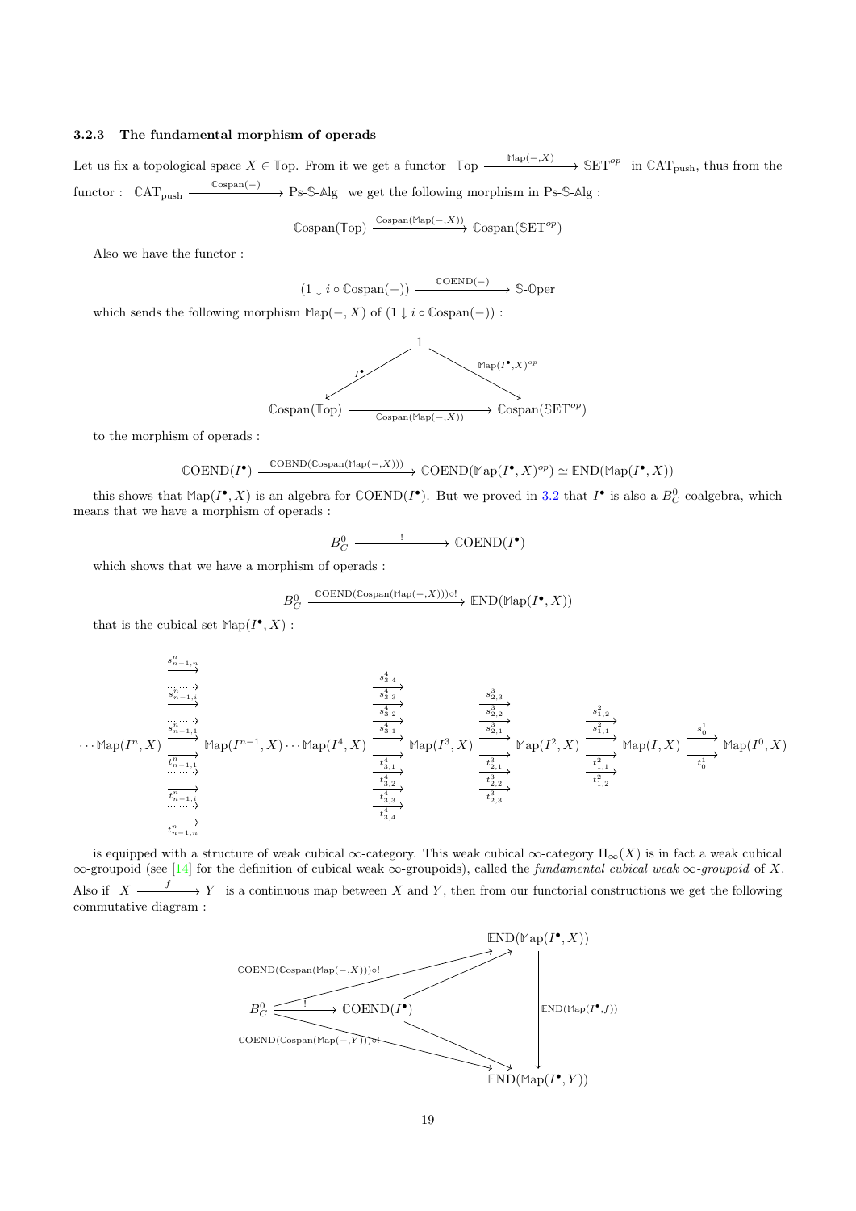### 3.2.3 The fundamental morphism of operads

Let us fix a topological space $X \in \mathbb{T}\text{op}$. From it we get a functor $\mathbb{T}\text{op} \xrightarrow{\mathbb{M}\text{ap}(-,X)} \mathbb{SET}^{op}$ in $\mathbb{CAT}_{\text{push}}$, thus from the functor : $\mathbb{CAT}_{\text{push}} \xrightarrow{\mathbb{C}\text{ospan}(-)} \text{Ps-}\mathbb{S}\text{-}\mathbb{A}\text{lg}$ we get the following morphism in Ps-$\mathbb{S}$-$\mathbb{A}$lg :

$$\mathbb{C}\text{ospan}(\mathbb{T}\text{op}) \xrightarrow{\mathbb{C}\text{ospan}(\mathbb{M}\text{ap}(-,X))} \mathbb{C}\text{ospan}(\mathbb{SET}^{op})$$

Also we have the functor :

$$(1 \downarrow i \circ \mathbb{C}\text{ospan}(-)) \xrightarrow{\mathbb{C}\text{OEND}(-)} \mathbb{S}\text{-}\mathbb{O}\text{per}$$

which sends the following morphism $\mathbb{M}\text{ap}(-,X)$ of $(1 \downarrow i \circ \mathbb{C}\text{ospan}(-))$ :

$$\begin{array}{ccc} & 1 & \\ {}^{I^\bullet}\swarrow & & \searrow{}^{\mathbb{M}\text{ap}(I^\bullet,X)^{op}} \\ \mathbb{C}\text{ospan}(\mathbb{T}\text{op}) & \xrightarrow[\mathbb{C}\text{ospan}(\mathbb{M}\text{ap}(-,X))]{} & \mathbb{C}\text{ospan}(\mathbb{SET}^{op}) \end{array}$$

to the morphism of operads :

$$\mathbb{C}\text{OEND}(I^\bullet) \xrightarrow{\mathbb{C}\text{OEND}(\mathbb{C}\text{ospan}(\mathbb{M}\text{ap}(-,X)))} \mathbb{C}\text{OEND}(\mathbb{M}\text{ap}(I^\bullet,X)^{op}) \simeq \mathbb{E}\text{ND}(\mathbb{M}\text{ap}(I^\bullet,X))$$

this shows that $\mathbb{M}\text{ap}(I^\bullet,X)$ is an algebra for $\mathbb{C}\text{OEND}(I^\bullet)$. But we proved in 3.2 that $I^\bullet$ is also a $B^0_C$-coalgebra, which means that we have a morphism of operads :

$$B^0_C \xrightarrow{\;!\;} \mathbb{C}\text{OEND}(I^\bullet)$$

which shows that we have a morphism of operads :

$$B^0_C \xrightarrow{\mathbb{C}\text{OEND}(\mathbb{C}\text{ospan}(\mathbb{M}\text{ap}(-,X)))\circ !} \mathbb{E}\text{ND}(\mathbb{M}\text{ap}(I^\bullet,X))$$

that is the cubical set $\mathbb{M}\text{ap}(I^\bullet,X)$ :

$$\cdots \mathbb{M}\text{ap}(I^n,X) \underset{t^n_{n-1,1},\ldots,t^n_{n-1,i},\ldots,t^n_{n-1,n}}{\overset{s^n_{n-1,n},\ldots,s^n_{n-1,i},\ldots,s^n_{n-1,1}}{\rightrightarrows}} \mathbb{M}\text{ap}(I^{n-1},X) \cdots \mathbb{M}\text{ap}(I^4,X) \underset{t^4_{3,1},t^4_{3,2},t^4_{3,3},t^4_{3,4}}{\overset{s^4_{3,4},s^4_{3,3},s^4_{3,2},s^4_{3,1}}{\rightrightarrows}} \mathbb{M}\text{ap}(I^3,X) \underset{t^3_{2,1},t^3_{2,2},t^3_{2,3}}{\overset{s^3_{2,3},s^3_{2,2},s^3_{2,1}}{\rightrightarrows}} \mathbb{M}\text{ap}(I^2,X) \underset{t^2_{1,1},t^2_{1,2}}{\overset{s^2_{1,2},s^2_{1,1}}{\rightrightarrows}} \mathbb{M}\text{ap}(I,X) \underset{t^1_0}{\overset{s^1_0}{\rightrightarrows}} \mathbb{M}\text{ap}(I^0,X)$$

is equipped with a structure of weak cubical $\infty$-category. This weak cubical $\infty$-category $\Pi_\infty(X)$ is in fact a weak cubical $\infty$-groupoid (see [14] for the definition of cubical weak $\infty$-groupoids), called the *fundamental cubical weak $\infty$-groupoid* of $X$. Also if $X \xrightarrow{f} Y$ is a continuous map between $X$ and $Y$, then from our functorial constructions we get the following commutative diagram :

$$\begin{array}{ccc} & & \mathbb{E}\text{ND}(\mathbb{M}\text{ap}(I^\bullet,X)) \\ & {}^{\mathbb{C}\text{OEND}(\mathbb{C}\text{ospan}(\mathbb{M}\text{ap}(-,X)))\circ !}\nearrow \quad \nearrow & \\ B^0_C & \xrightarrow{\;!\;} \mathbb{C}\text{OEND}(I^\bullet) & \Big\downarrow{}^{\mathbb{E}\text{ND}(\mathbb{M}\text{ap}(I^\bullet,f))} \\ & {}_{\mathbb{C}\text{OEND}(\mathbb{C}\text{ospan}(\mathbb{M}\text{ap}(-,Y)))\circ !}\searrow \quad \searrow & \\ & & \mathbb{E}\text{ND}(\mathbb{M}\text{ap}(I^\bullet,Y)) \end{array}$$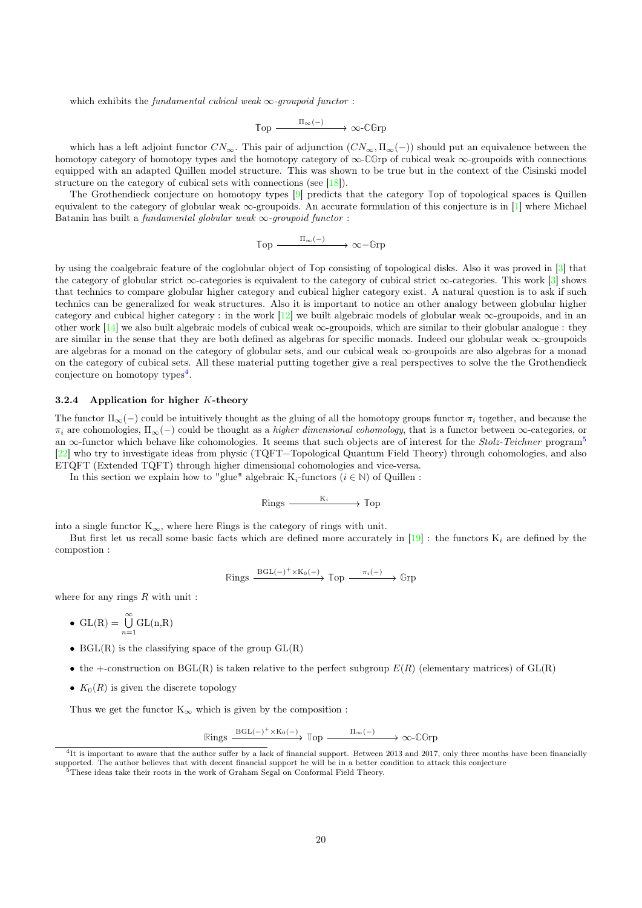which exhibits the *fundamental cubical weak $\infty$-groupoid functor* :

$$\mathbb{T}\text{op} \xrightarrow{\quad \Pi_\infty(-) \quad} \infty\text{-}\mathbb{C}\mathbb{G}\text{rp}$$

which has a left adjoint functor $CN_\infty$. This pair of adjunction $(CN_\infty, \Pi_\infty(-))$ should put an equivalence between the homotopy category of homotopy types and the homotopy category of $\infty$-$\mathbb{C}\mathbb{G}$rp of cubical weak $\infty$-groupoids with connections equipped with an adapted Quillen model structure. This was shown to be true but in the context of the Cisinski model structure on the category of cubical sets with connections (see [18]).

The Grothendieck conjecture on homotopy types [9] predicts that the category $\mathbb{T}$op of topological spaces is Quillen equivalent to the category of globular weak $\infty$-groupoids. An accurate formulation of this conjecture is in [1] where Michael Batanin has built a *fundamental globular weak $\infty$-groupoid functor* :

$$\mathbb{T}\text{op} \xrightarrow{\quad \Pi_\infty(-) \quad} \infty-\mathbb{G}\text{rp}$$

by using the coalgebraic feature of the coglobular object of $\mathbb{T}$op consisting of topological disks. Also it was proved in [3] that the category of globular strict $\infty$-categories is equivalent to the category of cubical strict $\infty$-categories. This work [3] shows that technics to compare globular higher category and cubical higher category exist. A natural question is to ask if such technics can be generalized for weak structures. Also it is important to notice an other analogy between globular higher category and cubical higher category : in the work [12] we built algebraic models of globular weak $\infty$-groupoids, and in an other work [14] we also built algebraic models of cubical weak $\infty$-groupoids, which are similar to their globular analogue : they are similar in the sense that they are both defined as algebras for specific monads. Indeed our globular weak $\infty$-groupoids are algebras for a monad on the category of globular sets, and our cubical weak $\infty$-groupoids are also algebras for a monad on the category of cubical sets. All these material putting together give a real perspectives to solve the the Grothendieck conjecture on homotopy types[4].

#### 3.2.4 Application for higher $K$-theory

The functor $\Pi_\infty(-)$ could be intuitively thought as the gluing of all the homotopy groups functor $\pi_i$ together, and because the $\pi_i$ are cohomologies, $\Pi_\infty(-)$ could be thought as a *higher dimensional cohomology*, that is a functor between $\infty$-categories, or an $\infty$-functor which behave like cohomologies. It seems that such objects are of interest for the *Stolz-Teichner* program[5] [22] who try to investigate ideas from physic (TQFT=Topological Quantum Field Theory) through cohomologies, and also ETQFT (Extended TQFT) through higher dimensional cohomologies and vice-versa.

In this section we explain how to "glue" algebraic $\mathrm{K}_i$-functors ($i \in \mathbb{N}$) of Quillen :

$$\mathbb{R}\text{ings} \xrightarrow{\quad \mathrm{K}_i \quad} \mathbb{T}\text{op}$$

into a single functor $\mathrm{K}_\infty$, where here $\mathbb{R}$ings is the category of rings with unit.

But first let us recall some basic facts which are defined more accurately in [19] : the functors $\mathrm{K}_i$ are defined by the compostion :

$$\mathbb{R}\text{ings} \xrightarrow{\mathrm{BGL}(-)^+ \times \mathrm{K}_0(-)} \mathbb{T}\text{op} \xrightarrow{\quad \pi_i(-) \quad} \mathbb{G}\text{rp}$$

where for any rings $R$ with unit :

- $\mathrm{GL(R)} = \bigcup\limits_{n=1}^{\infty} \mathrm{GL(n,R)}$
- $\mathrm{BGL(R)}$ is the classifying space of the group $\mathrm{GL(R)}$
- the $+$-construction on $\mathrm{BGL(R)}$ is taken relative to the perfect subgroup $E(R)$ (elementary matrices) of $\mathrm{GL(R)}$
- $K_0(R)$ is given the discrete topology

Thus we get the functor $\mathrm{K}_\infty$ which is given by the composition :

$$\mathbb{R}\text{ings} \xrightarrow{\mathrm{BGL}(-)^+ \times \mathrm{K}_0(-)} \mathbb{T}\text{op} \xrightarrow{\quad \Pi_\infty(-) \quad} \infty\text{-}\mathbb{C}\mathbb{G}\text{rp}$$

[4] It is important to aware that the author suffer by a lack of financial support. Between 2013 and 2017, only three months have been financially supported. The author believes that with decent financial support he will be in a better condition to attack this conjecture

[5] These ideas take their roots in the work of Graham Segal on Conformal Field Theory.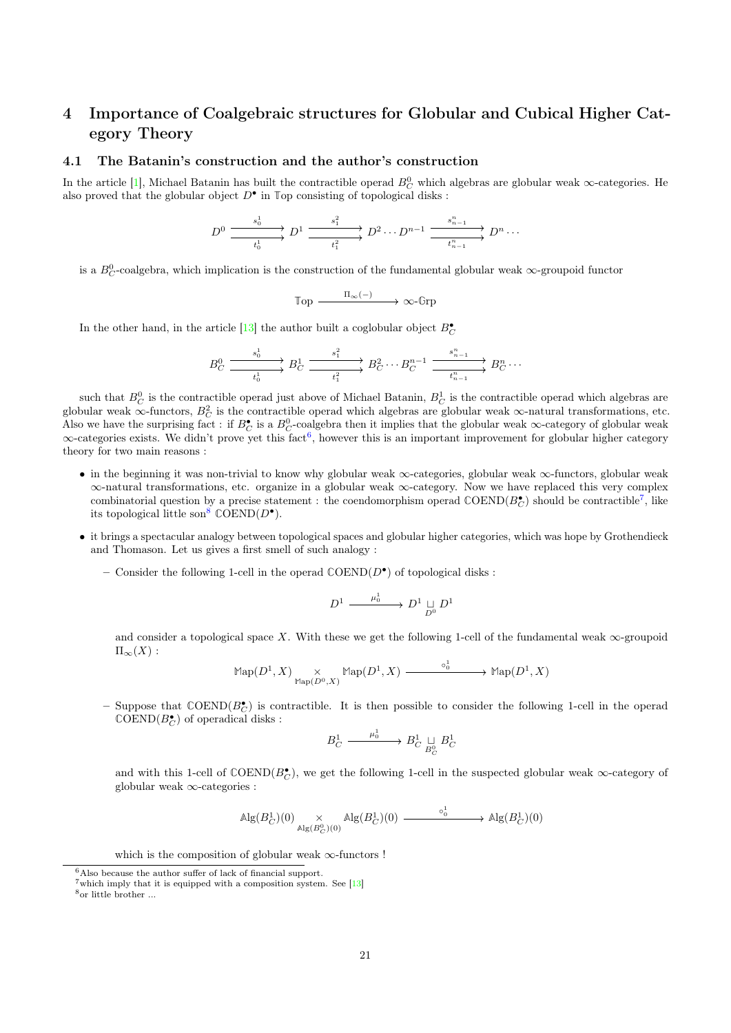## 4 Importance of Coalgebraic structures for Globular and Cubical Higher Category Theory

### 4.1 The Batanin's construction and the author's construction

In the article [1], Michael Batanin has built the contractible operad $B^0_C$ which algebras are globular weak $\infty$-categories. He also proved that the globular object $D^\bullet$ in $\mathbb{T}\mathrm{op}$ consisting of topological disks :

$$D^0 \underset{t^1_0}{\overset{s^1_0}{\rightrightarrows}} D^1 \underset{t^2_1}{\overset{s^2_1}{\rightrightarrows}} D^2 \cdots D^{n-1} \underset{t^n_{n-1}}{\overset{s^n_{n-1}}{\rightrightarrows}} D^n \cdots$$

is a $B^0_C$-coalgebra, which implication is the construction of the fundamental globular weak $\infty$-groupoid functor

$$\mathbb{T}\mathrm{op} \xrightarrow{\Pi_\infty(-)} \infty\text{-}\mathbb{G}\mathrm{rp}$$

In the other hand, in the article [13] the author built a coglobular object $B^\bullet_C$

$$B^0_C \underset{t^1_0}{\overset{s^1_0}{\rightrightarrows}} B^1_C \underset{t^2_1}{\overset{s^2_1}{\rightrightarrows}} B^2_C \cdots B^{n-1}_C \underset{t^n_{n-1}}{\overset{s^n_{n-1}}{\rightrightarrows}} B^n_C \cdots$$

such that $B^0_C$ is the contractible operad just above of Michael Batanin, $B^1_C$ is the contractible operad which algebras are globular weak $\infty$-functors, $B^2_C$ is the contractible operad which algebras are globular weak $\infty$-natural transformations, etc. Also we have the surprising fact : if $B^\bullet_C$ is a $B^0_C$-coalgebra then it implies that the globular weak $\infty$-category of globular weak $\infty$-categories exists. We didn't prove yet this fact[6], however this is an important improvement for globular higher category theory for two main reasons :

- in the beginning it was non-trivial to know why globular weak $\infty$-categories, globular weak $\infty$-functors, globular weak $\infty$-natural transformations, etc. organize in a globular weak $\infty$-category. Now we have replaced this very complex combinatorial question by a precise statement : the coendomorphism operad $\mathbb{C}\mathrm{OEND}(B^\bullet_C)$ should be contractible[7], like its topological little son[8] $\mathbb{C}\mathrm{OEND}(D^\bullet)$.
- it brings a spectacular analogy between topological spaces and globular higher categories, which was hope by Grothendieck and Thomason. Let us gives a first smell of such analogy :
  - Consider the following 1-cell in the operad $\mathbb{C}\mathrm{OEND}(D^\bullet)$ of topological disks :

    $$D^1 \xrightarrow{\mu^1_0} D^1 \underset{D^0}{\sqcup} D^1$$

    and consider a topological space $X$. With these we get the following 1-cell of the fundamental weak $\infty$-groupoid $\Pi_\infty(X)$ :

    $$\mathbb{M}\mathrm{ap}(D^1, X) \underset{\mathbb{M}\mathrm{ap}(D^0,X)}{\times} \mathbb{M}\mathrm{ap}(D^1, X) \xrightarrow{\circ^1_0} \mathbb{M}\mathrm{ap}(D^1, X)$$

  - Suppose that $\mathbb{C}\mathrm{OEND}(B^\bullet_C)$ is contractible. It is then possible to consider the following 1-cell in the operad $\mathbb{C}\mathrm{OEND}(B^\bullet_C)$ of operadical disks :

    $$B^1_C \xrightarrow{\mu^1_0} B^1_C \underset{B^0_C}{\sqcup} B^1_C$$

    and with this 1-cell of $\mathbb{C}\mathrm{OEND}(B^\bullet_C)$, we get the following 1-cell in the suspected globular weak $\infty$-category of globular weak $\infty$-categories :

    $$\mathbb{A}\mathrm{lg}(B^1_C)(0) \underset{\mathbb{A}\mathrm{lg}(B^0_C)(0)}{\times} \mathbb{A}\mathrm{lg}(B^1_C)(0) \xrightarrow{\circ^1_0} \mathbb{A}\mathrm{lg}(B^1_C)(0)$$

    which is the composition of globular weak $\infty$-functors !

---

[6] Also because the author suffer of lack of financial support.

[7] which imply that it is equipped with a composition system. See [13]

[8] or little brother ...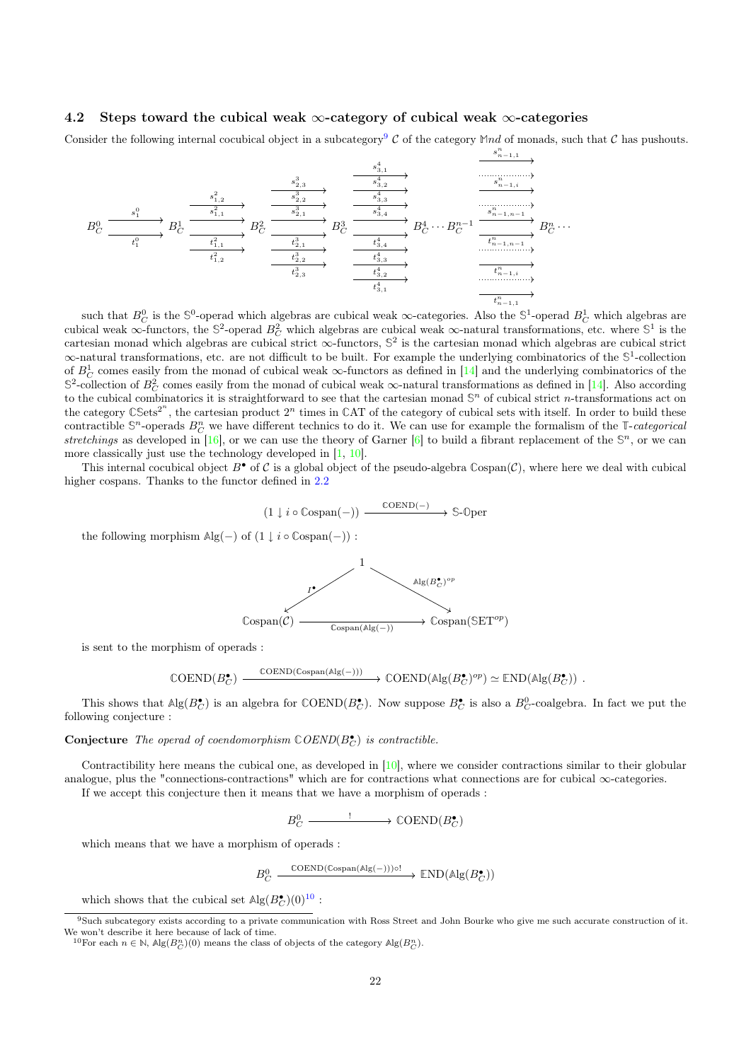### 4.2 Steps toward the cubical weak $\infty$-category of cubical weak $\infty$-categories

Consider the following internal cocubical object in a subcategory[9] $\mathcal{C}$ of the category $\mathbb{M}nd$ of monads, such that $\mathcal{C}$ has pushouts.

$$B^0_C \underset{t^0_1}{\overset{s^0_1}{\rightrightarrows}} B^1_C \quad \begin{matrix} s^2_{1,2} \\ s^2_{1,1} \\ t^2_{1,1} \\ t^2_{1,2} \end{matrix} \quad B^2_C \quad \begin{matrix} s^3_{2,3} \\ s^3_{2,2} \\ s^3_{2,1} \\ t^3_{2,1} \\ t^3_{2,2} \\ t^3_{2,3} \end{matrix} \quad B^3_C \quad \begin{matrix} s^4_{3,1} \\ s^4_{3,2} \\ s^4_{3,3} \\ s^4_{3,4} \\ t^4_{3,4} \\ t^4_{3,3} \\ t^4_{3,2} \\ t^4_{3,1} \end{matrix} \quad B^4_C \cdots B^{n-1}_C \quad \begin{matrix} s^n_{n-1,1} \\ s^n_{n-1,i} \\ s^n_{n-1,n-1} \\ t^n_{n-1,n-1} \\ t^n_{n-1,i} \\ t^n_{n-1,1} \end{matrix} \quad B^n_C \cdots$$

such that $B^0_C$ is the $\mathbb{S}^0$-operad which algebras are cubical weak $\infty$-categories. Also the $\mathbb{S}^1$-operad $B^1_C$ which algebras are cubical weak $\infty$-functors, the $\mathbb{S}^2$-operad $B^2_C$ which algebras are cubical weak $\infty$-natural transformations, etc. where $\mathbb{S}^1$ is the cartesian monad which algebras are cubical strict $\infty$-functors, $\mathbb{S}^2$ is the cartesian monad which algebras are cubical strict $\infty$-natural transformations, etc. are not difficult to be built. For example the underlying combinatorics of the $\mathbb{S}^1$-collection of $B^1_C$ comes easily from the monad of cubical weak $\infty$-functors as defined in [14] and the underlying combinatorics of the $\mathbb{S}^2$-collection of $B^2_C$ comes easily from the monad of cubical weak $\infty$-natural transformations as defined in [14]. Also according to the cubical combinatorics it is straightforward to see that the cartesian monad $\mathbb{S}^n$ of cubical strict $n$-transformations act on the category $\mathbb{C}\mathbb{S}\text{ets}^{2^n}$, the cartesian product $2^n$ times in $\mathbb{C}\text{AT}$ of the category of cubical sets with itself. In order to build these contractible $\mathbb{S}^n$-operads $B^n_C$ we have different technics to do it. We can use for example the formalism of the $\mathbb{T}$-*categorical stretchings* as developed in [16], or we can use the theory of Garner [6] to build a fibrant replacement of the $\mathbb{S}^n$, or we can more classically just use the technology developed in [1, 10].

This internal cocubical object $B^\bullet$ of $\mathcal{C}$ is a global object of the pseudo-algebra $\mathbb{C}\text{ospan}(\mathcal{C})$, where here we deal with cubical higher cospans. Thanks to the functor defined in 2.2

$$(1 \downarrow i \circ \mathbb{C}\text{ospan}(-)) \xrightarrow{\mathbb{C}\text{OEND}(-)} \mathbb{S}\text{-}\mathbb{O}\text{per}$$

the following morphism $\mathbb{A}\text{lg}(-)$ of $(1 \downarrow i \circ \mathbb{C}\text{ospan}(-))$ :

$$\begin{array}{ccc} & 1 & \\ {}^{I^\bullet}\swarrow & & \searrow^{\mathbb{A}\text{lg}(B^\bullet_C)^{op}} \\ \mathbb{C}\text{ospan}(\mathcal{C}) & \xrightarrow[\mathbb{C}\text{ospan}(\mathbb{A}\text{lg}(-))]{} & \mathbb{C}\text{ospan}(\mathbb{SET}^{op}) \end{array}$$

is sent to the morphism of operads :

$$\mathbb{C}\text{OEND}(B^\bullet_C) \xrightarrow{\mathbb{C}\text{OEND}(\mathbb{C}\text{ospan}(\mathbb{A}\text{lg}(-)))} \mathbb{C}\text{OEND}(\mathbb{A}\text{lg}(B^\bullet_C)^{op}) \simeq \mathbb{E}\text{ND}(\mathbb{A}\text{lg}(B^\bullet_C)) \ .$$

This shows that $\mathbb{A}\text{lg}(B^\bullet_C)$ is an algebra for $\mathbb{C}\text{OEND}(B^\bullet_C)$. Now suppose $B^\bullet_C$ is also a $B^0_C$-coalgebra. In fact we put the following conjecture :

**Conjecture** *The operad of coendomorphism $\mathbb{C}OEND(B^\bullet_C)$ is contractible.*

Contractibility here means the cubical one, as developed in [10], where we consider contractions similar to their globular analogue, plus the "connections-contractions" which are for contractions what connections are for cubical $\infty$-categories.

If we accept this conjecture then it means that we have a morphism of operads :

$$B^0_C \xrightarrow{\ !\ } \mathbb{C}\text{OEND}(B^\bullet_C)$$

which means that we have a morphism of operads :

$$B^0_C \xrightarrow{\mathbb{C}\text{OEND}(\mathbb{C}\text{ospan}(\mathbb{A}\text{lg}(-)))\circ !} \mathbb{E}\text{ND}(\mathbb{A}\text{lg}(B^\bullet_C))$$

which shows that the cubical set $\mathbb{A}\text{lg}(B^\bullet_C)(0)$[10] :

---

[9] Such subcategory exists according to a private communication with Ross Street and John Bourke who give me such accurate construction of it. We won't describe it here because of lack of time.

[10] For each $n \in \mathbb{N}$, $\mathbb{A}\text{lg}(B^n_C)(0)$ means the class of objects of the category $\mathbb{A}\text{lg}(B^n_C)$.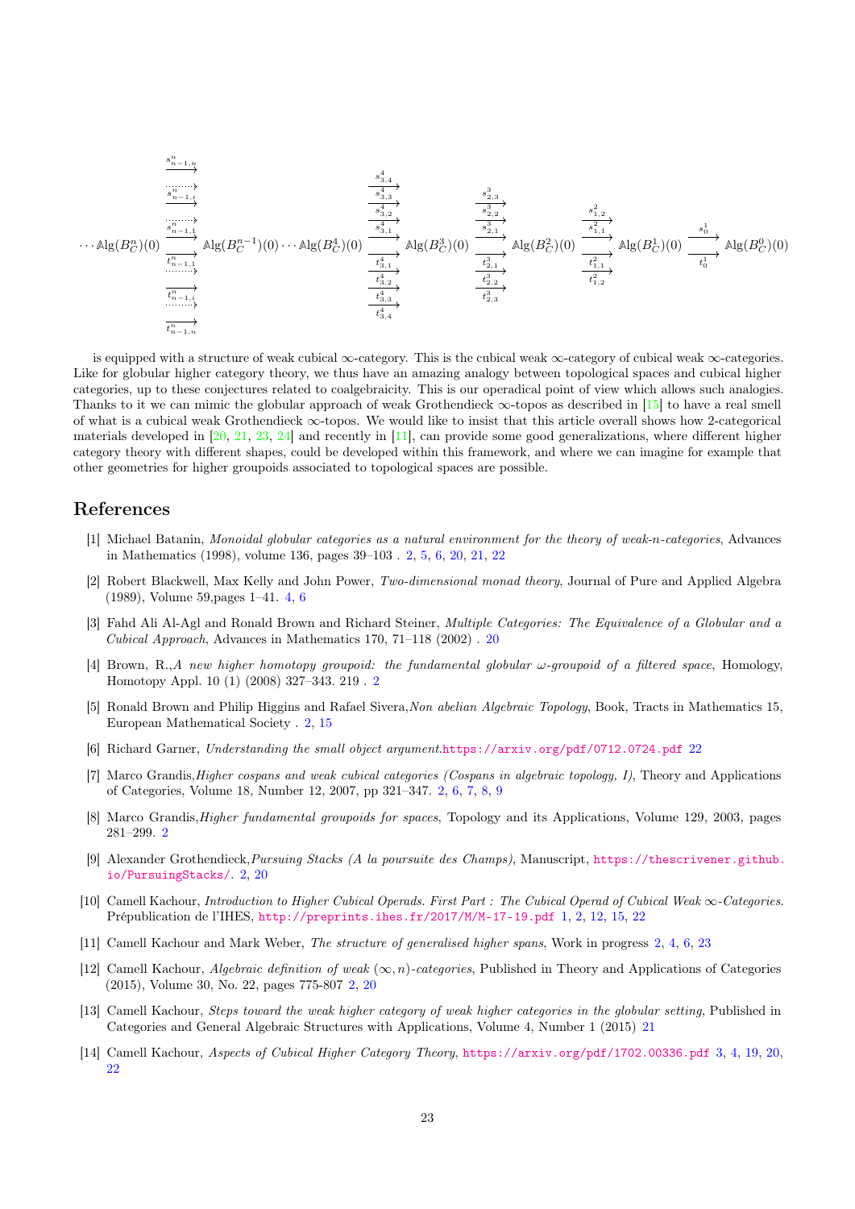$$\cdots \mathbb{A}\mathrm{lg}(B^n_C)(0) \underset{\substack{t^n_{n-1,1}\\ \vdots \\ t^n_{n-1,i} \\ \vdots \\ t^n_{n-1,n}}}{\overset{\substack{s^n_{n-1,n}\\ \vdots \\ s^n_{n-1,i} \\ \vdots \\ s^n_{n-1,1}}}{\rightrightarrows}} \mathbb{A}\mathrm{lg}(B^{n-1}_C)(0) \cdots \mathbb{A}\mathrm{lg}(B^4_C)(0) \underset{\substack{t^4_{3,1}\\ t^4_{3,2} \\ t^4_{3,3} \\ t^4_{3,4}}}{\overset{\substack{s^4_{3,4}\\ s^4_{3,3} \\ s^4_{3,2} \\ s^4_{3,1}}}{\rightrightarrows}} \mathbb{A}\mathrm{lg}(B^3_C)(0) \underset{\substack{t^3_{2,1}\\ t^3_{2,2} \\ t^3_{2,3}}}{\overset{\substack{s^3_{2,3}\\ s^3_{2,2} \\ s^3_{2,1}}}{\rightrightarrows}} \mathbb{A}\mathrm{lg}(B^2_C)(0) \underset{\substack{t^2_{1,1}\\ t^2_{1,2}}}{\overset{\substack{s^2_{1,2}\\ s^2_{1,1}}}{\rightrightarrows}} \mathbb{A}\mathrm{lg}(B^1_C)(0) \underset{t^1_0}{\overset{s^1_0}{\rightrightarrows}} \mathbb{A}\mathrm{lg}(B^0_C)(0)$$

is equipped with a structure of weak cubical $\infty$-category. This is the cubical weak $\infty$-category of cubical weak $\infty$-categories. Like for globular higher category theory, we thus have an amazing analogy between topological spaces and cubical higher categories, up to these conjectures related to coalgebraicity. This is our operadical point of view which allows such analogies. Thanks to it we can mimic the globular approach of weak Grothendieck $\infty$-topos as described in [15] to have a real smell of what is a cubical weak Grothendieck $\infty$-topos. We would like to insist that this article overall shows how 2-categorical materials developed in [20, 21, 23, 24] and recently in [11], can provide some good generalizations, where different higher category theory with different shapes, could be developed within this framework, and where we can imagine for example that other geometries for higher groupoids associated to topological spaces are possible.

## References

[1] Michael Batanin, *Monoidal globular categories as a natural environment for the theory of weak-n-categories*, Advances in Mathematics (1998), volume 136, pages 39–103 . 2, 5, 6, 20, 21, 22

[2] Robert Blackwell, Max Kelly and John Power, *Two-dimensional monad theory*, Journal of Pure and Applied Algebra (1989), Volume 59,pages 1–41. 4, 6

[3] Fahd Ali Al-Agl and Ronald Brown and Richard Steiner, *Multiple Categories: The Equivalence of a Globular and a Cubical Approach*, Advances in Mathematics 170, 71–118 (2002) . 20

[4] Brown, R.,*A new higher homotopy groupoid: the fundamental globular ω-groupoid of a filtered space*, Homology, Homotopy Appl. 10 (1) (2008) 327–343. 219 . 2

[5] Ronald Brown and Philip Higgins and Rafael Sivera,*Non abelian Algebraic Topology*, Book, Tracts in Mathematics 15, European Mathematical Society . 2, 15

[6] Richard Garner, *Understanding the small object argument*.https://arxiv.org/pdf/0712.0724.pdf 22

[7] Marco Grandis,*Higher cospans and weak cubical categories (Cospans in algebraic topology, I)*, Theory and Applications of Categories, Volume 18, Number 12, 2007, pp 321–347. 2, 6, 7, 8, 9

[8] Marco Grandis,*Higher fundamental groupoids for spaces*, Topology and its Applications, Volume 129, 2003, pages 281–299. 2

[9] Alexander Grothendieck,*Pursuing Stacks (A la poursuite des Champs)*, Manuscript, https://thescrivener.github.io/PursuingStacks/. 2, 20

[10] Camell Kachour, *Introduction to Higher Cubical Operads. First Part : The Cubical Operad of Cubical Weak ∞-Categories*. Prépublication de l'IHES, http://preprints.ihes.fr/2017/M/M-17-19.pdf 1, 2, 12, 15, 22

[11] Camell Kachour and Mark Weber, *The structure of generalised higher spans*, Work in progress 2, 4, 6, 23

[12] Camell Kachour, *Algebraic definition of weak (∞, n)-categories*, Published in Theory and Applications of Categories (2015), Volume 30, No. 22, pages 775-807 2, 20

[13] Camell Kachour, *Steps toward the weak higher category of weak higher categories in the globular setting*, Published in Categories and General Algebraic Structures with Applications, Volume 4, Number 1 (2015) 21

[14] Camell Kachour, *Aspects of Cubical Higher Category Theory*, https://arxiv.org/pdf/1702.00336.pdf 3, 4, 19, 20, 22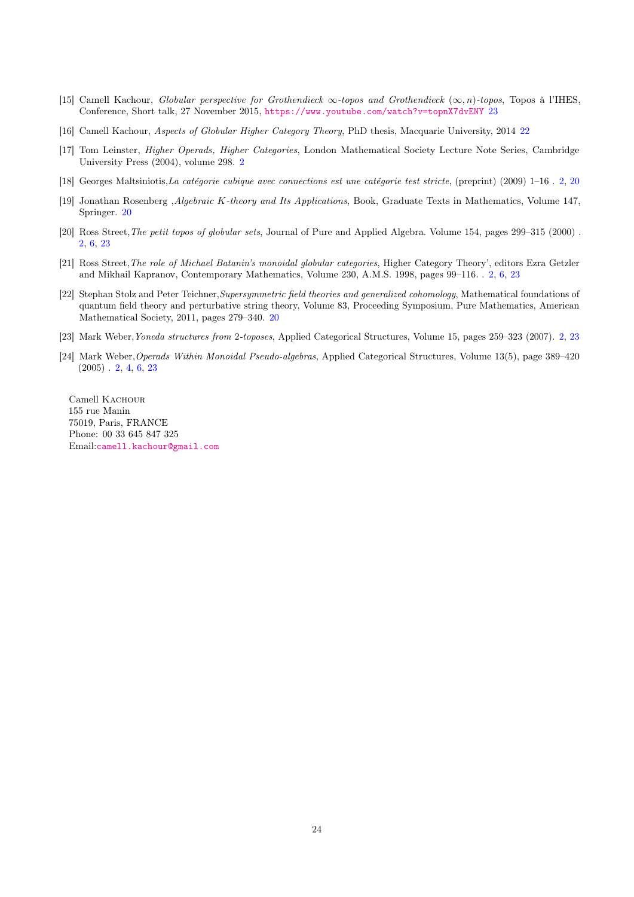[15] Camell Kachour, *Globular perspective for Grothendieck $\infty$-topos and Grothendieck $(\infty, n)$-topos*, Topos à l'IHES, Conference, Short talk, 27 November 2015, https://www.youtube.com/watch?v=topnX7dvENY 23

[16] Camell Kachour, *Aspects of Globular Higher Category Theory*, PhD thesis, Macquarie University, 2014 22

[17] Tom Leinster, *Higher Operads, Higher Categories*, London Mathematical Society Lecture Note Series, Cambridge University Press (2004), volume 298. 2

[18] Georges Maltsiniotis,*La catégorie cubique avec connections est une catégorie test stricte*, (preprint) (2009) 1–16 . 2, 20

[19] Jonathan Rosenberg ,*Algebraic K-theory and Its Applications*, Book, Graduate Texts in Mathematics, Volume 147, Springer. 20

[20] Ross Street,*The petit topos of globular sets*, Journal of Pure and Applied Algebra. Volume 154, pages 299–315 (2000) . 2, 6, 23

[21] Ross Street,*The role of Michael Batanin's monoidal globular categories*, Higher Category Theory', editors Ezra Getzler and Mikhail Kapranov, Contemporary Mathematics, Volume 230, A.M.S. 1998, pages 99–116. . 2, 6, 23

[22] Stephan Stolz and Peter Teichner,*Supersymmetric field theories and generalized cohomology*, Mathematical foundations of quantum field theory and perturbative string theory, Volume 83, Proceeding Symposium, Pure Mathematics, American Mathematical Society, 2011, pages 279–340. 20

[23] Mark Weber,*Yoneda structures from 2-toposes*, Applied Categorical Structures, Volume 15, pages 259–323 (2007). 2, 23

[24] Mark Weber,*Operads Within Monoidal Pseudo-algebras*, Applied Categorical Structures, Volume 13(5), page 389–420 (2005) . 2, 4, 6, 23

Camell Kachour
155 rue Manin
75019, Paris, FRANCE
Phone: 00 33 645 847 325
Email:camell.kachour@gmail.com